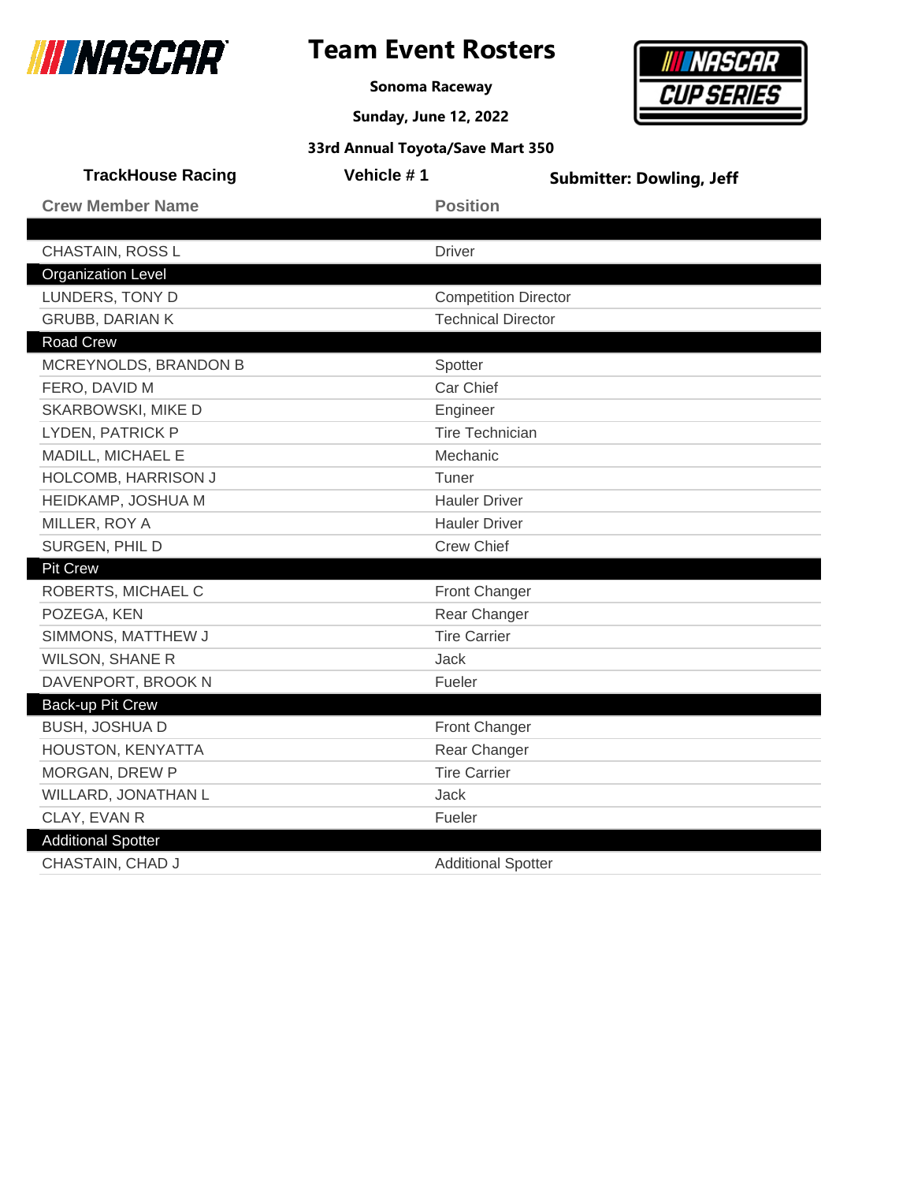# Team Event Rosters

**Sonoma Raceway**

**Sunday, June 12, 2022**

**33rd Annual Toyota/Save Mart 350**

**TrackHouse Racing** | **Vehicle # 1** | **Submitter: Dowling, Jeff**

| Crew Member Name | Position |
|---|---|
| | |
| CHASTAIN, ROSS L | Driver |
| **Organization Level** | |
| LUNDERS, TONY D | Competition Director |
| GRUBB, DARIAN K | Technical Director |
| **Road Crew** | |
| MCREYNOLDS, BRANDON B | Spotter |
| FERO, DAVID M | Car Chief |
| SKARBOWSKI, MIKE D | Engineer |
| LYDEN, PATRICK P | Tire Technician |
| MADILL, MICHAEL E | Mechanic |
| HOLCOMB, HARRISON J | Tuner |
| HEIDKAMP, JOSHUA M | Hauler Driver |
| MILLER, ROY A | Hauler Driver |
| SURGEN, PHIL D | Crew Chief |
| **Pit Crew** | |
| ROBERTS, MICHAEL C | Front Changer |
| POZEGA, KEN | Rear Changer |
| SIMMONS, MATTHEW J | Tire Carrier |
| WILSON, SHANE R | Jack |
| DAVENPORT, BROOK N | Fueler |
| **Back-up Pit Crew** | |
| BUSH, JOSHUA D | Front Changer |
| HOUSTON, KENYATTA | Rear Changer |
| MORGAN, DREW P | Tire Carrier |
| WILLARD, JONATHAN L | Jack |
| CLAY, EVAN R | Fueler |
| **Additional Spotter** | |
| CHASTAIN, CHAD J | Additional Spotter |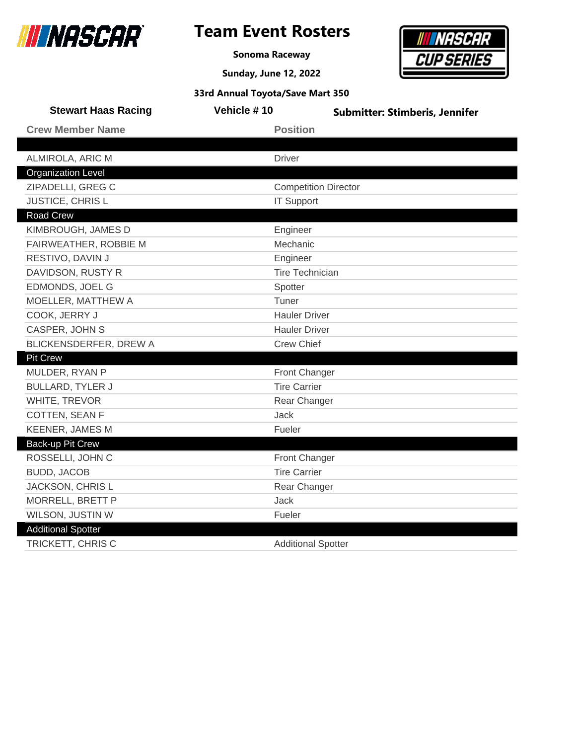# Team Event Rosters

**Sonoma Raceway**

**Sunday, June 12, 2022**

**33rd Annual Toyota/Save Mart 350**

**Stewart Haas Racing** | **Vehicle # 10** | **Submitter: Stimberis, Jennifer**

| Crew Member Name | Position |
|---|---|
| | |
| ALMIROLA, ARIC M | Driver |
| **Organization Level** | |
| ZIPADELLI, GREG C | Competition Director |
| JUSTICE, CHRIS L | IT Support |
| **Road Crew** | |
| KIMBROUGH, JAMES D | Engineer |
| FAIRWEATHER, ROBBIE M | Mechanic |
| RESTIVO, DAVIN J | Engineer |
| DAVIDSON, RUSTY R | Tire Technician |
| EDMONDS, JOEL G | Spotter |
| MOELLER, MATTHEW A | Tuner |
| COOK, JERRY J | Hauler Driver |
| CASPER, JOHN S | Hauler Driver |
| BLICKENSDERFER, DREW A | Crew Chief |
| **Pit Crew** | |
| MULDER, RYAN P | Front Changer |
| BULLARD, TYLER J | Tire Carrier |
| WHITE, TREVOR | Rear Changer |
| COTTEN, SEAN F | Jack |
| KEENER, JAMES M | Fueler |
| **Back-up Pit Crew** | |
| ROSSELLI, JOHN C | Front Changer |
| BUDD, JACOB | Tire Carrier |
| JACKSON, CHRIS L | Rear Changer |
| MORRELL, BRETT P | Jack |
| WILSON, JUSTIN W | Fueler |
| **Additional Spotter** | |
| TRICKETT, CHRIS C | Additional Spotter |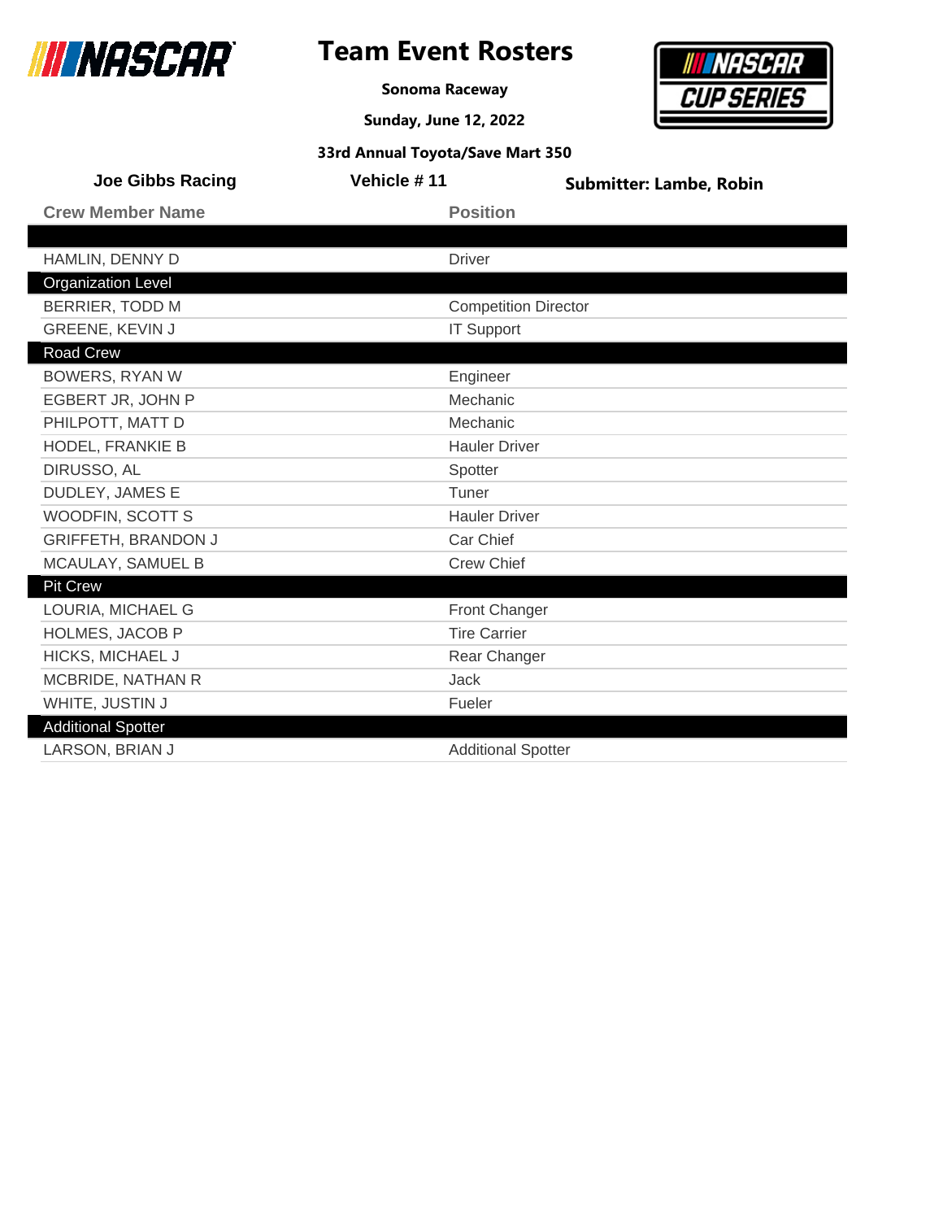# Team Event Rosters

**Sonoma Raceway**

**Sunday, June 12, 2022**

**33rd Annual Toyota/Save Mart 350**

**Joe Gibbs Racing** | **Vehicle # 11** | **Submitter: Lambe, Robin**

| Crew Member Name | Position |
|---|---|
| | |
| HAMLIN, DENNY D | Driver |
| **Organization Level** | |
| BERRIER, TODD M | Competition Director |
| GREENE, KEVIN J | IT Support |
| **Road Crew** | |
| BOWERS, RYAN W | Engineer |
| EGBERT JR, JOHN P | Mechanic |
| PHILPOTT, MATT D | Mechanic |
| HODEL, FRANKIE B | Hauler Driver |
| DIRUSSO, AL | Spotter |
| DUDLEY, JAMES E | Tuner |
| WOODFIN, SCOTT S | Hauler Driver |
| GRIFFETH, BRANDON J | Car Chief |
| MCAULAY, SAMUEL B | Crew Chief |
| **Pit Crew** | |
| LOURIA, MICHAEL G | Front Changer |
| HOLMES, JACOB P | Tire Carrier |
| HICKS, MICHAEL J | Rear Changer |
| MCBRIDE, NATHAN R | Jack |
| WHITE, JUSTIN J | Fueler |
| **Additional Spotter** | |
| LARSON, BRIAN J | Additional Spotter |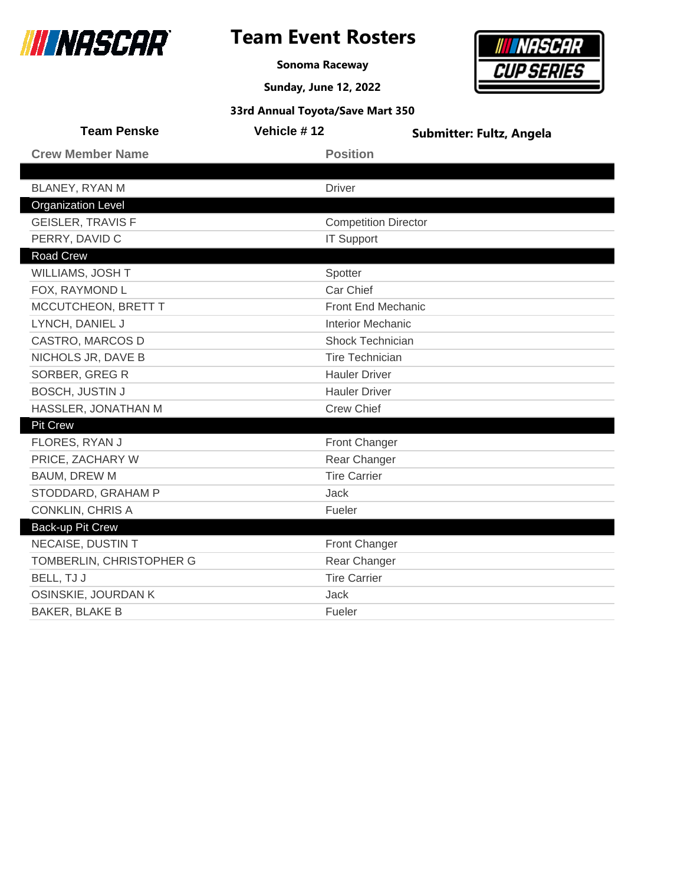# Team Event Rosters

**Sonoma Raceway**

**Sunday, June 12, 2022**

**33rd Annual Toyota/Save Mart 350**

**Team Penske** | **Vehicle # 12** | **Submitter: Fultz, Angela**

| Crew Member Name | Position |
|---|---|
| | |
| BLANEY, RYAN M | Driver |
| **Organization Level** | |
| GEISLER, TRAVIS F | Competition Director |
| PERRY, DAVID C | IT Support |
| **Road Crew** | |
| WILLIAMS, JOSH T | Spotter |
| FOX, RAYMOND L | Car Chief |
| MCCUTCHEON, BRETT T | Front End Mechanic |
| LYNCH, DANIEL J | Interior Mechanic |
| CASTRO, MARCOS D | Shock Technician |
| NICHOLS JR, DAVE B | Tire Technician |
| SORBER, GREG R | Hauler Driver |
| BOSCH, JUSTIN J | Hauler Driver |
| HASSLER, JONATHAN M | Crew Chief |
| **Pit Crew** | |
| FLORES, RYAN J | Front Changer |
| PRICE, ZACHARY W | Rear Changer |
| BAUM, DREW M | Tire Carrier |
| STODDARD, GRAHAM P | Jack |
| CONKLIN, CHRIS A | Fueler |
| **Back-up Pit Crew** | |
| NECAISE, DUSTIN T | Front Changer |
| TOMBERLIN, CHRISTOPHER G | Rear Changer |
| BELL, TJ J | Tire Carrier |
| OSINSKIE, JOURDAN K | Jack |
| BAKER, BLAKE B | Fueler |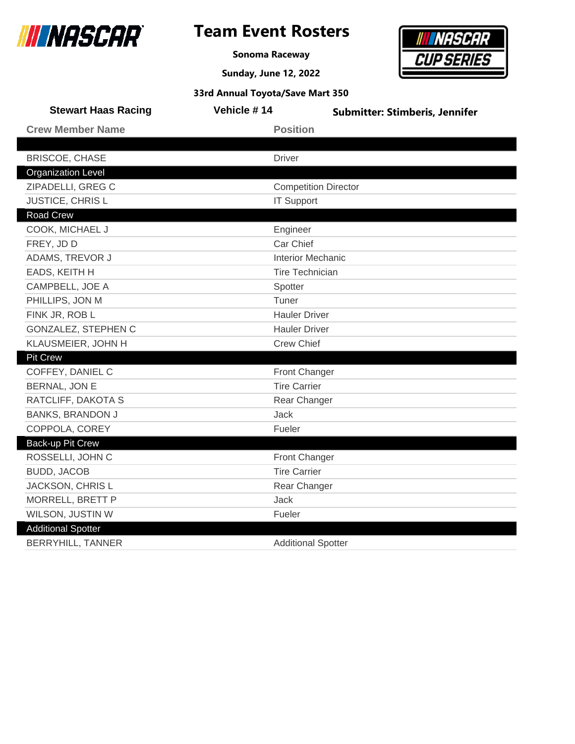# Team Event Rosters

**Sonoma Raceway**

**Sunday, June 12, 2022**

**33rd Annual Toyota/Save Mart 350**

**Stewart Haas Racing** | **Vehicle # 14** | **Submitter: Stimberis, Jennifer**

| Crew Member Name | Position |
| --- | --- |
| | |
| BRISCOE, CHASE | Driver |
| **Organization Level** | |
| ZIPADELLI, GREG C | Competition Director |
| JUSTICE, CHRIS L | IT Support |
| **Road Crew** | |
| COOK, MICHAEL J | Engineer |
| FREY, JD D | Car Chief |
| ADAMS, TREVOR J | Interior Mechanic |
| EADS, KEITH H | Tire Technician |
| CAMPBELL, JOE A | Spotter |
| PHILLIPS, JON M | Tuner |
| FINK JR, ROB L | Hauler Driver |
| GONZALEZ, STEPHEN C | Hauler Driver |
| KLAUSMEIER, JOHN H | Crew Chief |
| **Pit Crew** | |
| COFFEY, DANIEL C | Front Changer |
| BERNAL, JON E | Tire Carrier |
| RATCLIFF, DAKOTA S | Rear Changer |
| BANKS, BRANDON J | Jack |
| COPPOLA, COREY | Fueler |
| **Back-up Pit Crew** | |
| ROSSELLI, JOHN C | Front Changer |
| BUDD, JACOB | Tire Carrier |
| JACKSON, CHRIS L | Rear Changer |
| MORRELL, BRETT P | Jack |
| WILSON, JUSTIN W | Fueler |
| **Additional Spotter** | |
| BERRYHILL, TANNER | Additional Spotter |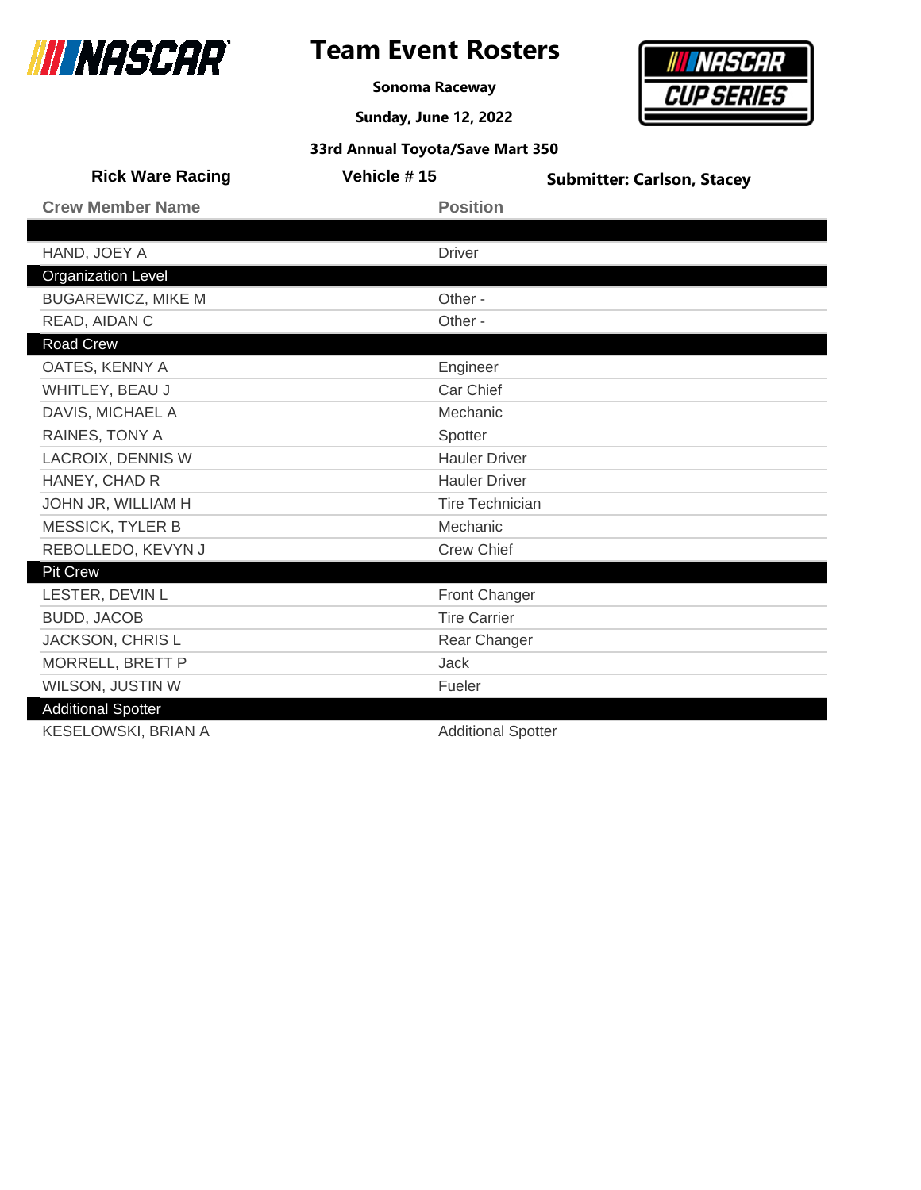# Team Event Rosters

**Sonoma Raceway**

**Sunday, June 12, 2022**

**33rd Annual Toyota/Save Mart 350**

**Rick Ware Racing** | **Vehicle # 15** | **Submitter: Carlson, Stacey**

| Crew Member Name | Position |
|---|---|
| | |
| HAND, JOEY A | Driver |
| **Organization Level** | |
| BUGAREWICZ, MIKE M | Other - |
| READ, AIDAN C | Other - |
| **Road Crew** | |
| OATES, KENNY A | Engineer |
| WHITLEY, BEAU J | Car Chief |
| DAVIS, MICHAEL A | Mechanic |
| RAINES, TONY A | Spotter |
| LACROIX, DENNIS W | Hauler Driver |
| HANEY, CHAD R | Hauler Driver |
| JOHN JR, WILLIAM H | Tire Technician |
| MESSICK, TYLER B | Mechanic |
| REBOLLEDO, KEVYN J | Crew Chief |
| **Pit Crew** | |
| LESTER, DEVIN L | Front Changer |
| BUDD, JACOB | Tire Carrier |
| JACKSON, CHRIS L | Rear Changer |
| MORRELL, BRETT P | Jack |
| WILSON, JUSTIN W | Fueler |
| **Additional Spotter** | |
| KESELOWSKI, BRIAN A | Additional Spotter |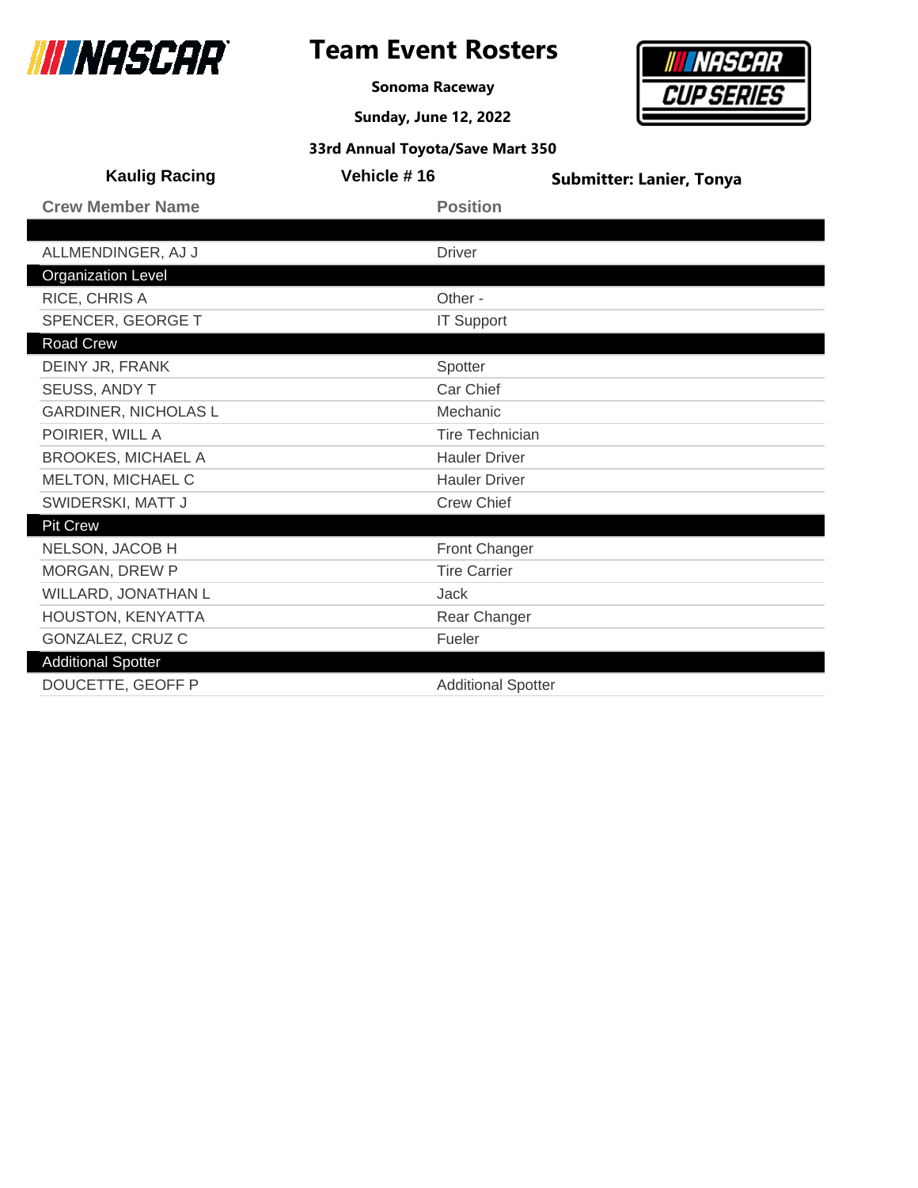# Team Event Rosters

**Sonoma Raceway**

**Sunday, June 12, 2022**

**33rd Annual Toyota/Save Mart 350**

**Kaulig Racing** | **Vehicle # 16** | **Submitter: Lanier, Tonya**

| Crew Member Name | Position |
|---|---|
| | |
| ALLMENDINGER, AJ J | Driver |
| **Organization Level** | |
| RICE, CHRIS A | Other - |
| SPENCER, GEORGE T | IT Support |
| **Road Crew** | |
| DEINY JR, FRANK | Spotter |
| SEUSS, ANDY T | Car Chief |
| GARDINER, NICHOLAS L | Mechanic |
| POIRIER, WILL A | Tire Technician |
| BROOKES, MICHAEL A | Hauler Driver |
| MELTON, MICHAEL C | Hauler Driver |
| SWIDERSKI, MATT J | Crew Chief |
| **Pit Crew** | |
| NELSON, JACOB H | Front Changer |
| MORGAN, DREW P | Tire Carrier |
| WILLARD, JONATHAN L | Jack |
| HOUSTON, KENYATTA | Rear Changer |
| GONZALEZ, CRUZ C | Fueler |
| **Additional Spotter** | |
| DOUCETTE, GEOFF P | Additional Spotter |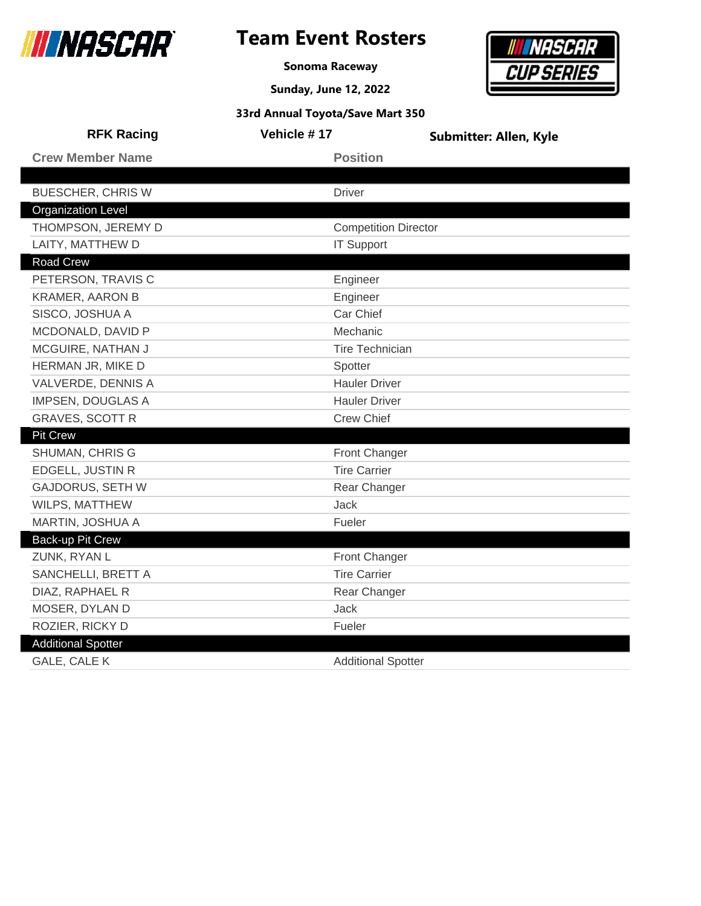# Team Event Rosters

**Sonoma Raceway**

**Sunday, June 12, 2022**

**33rd Annual Toyota/Save Mart 350**

**RFK Racing** | **Vehicle # 17** | **Submitter: Allen, Kyle**

| Crew Member Name | Position |
|---|---|
| | |
| BUESCHER, CHRIS W | Driver |
| **Organization Level** | |
| THOMPSON, JEREMY D | Competition Director |
| LAITY, MATTHEW D | IT Support |
| **Road Crew** | |
| PETERSON, TRAVIS C | Engineer |
| KRAMER, AARON B | Engineer |
| SISCO, JOSHUA A | Car Chief |
| MCDONALD, DAVID P | Mechanic |
| MCGUIRE, NATHAN J | Tire Technician |
| HERMAN JR, MIKE D | Spotter |
| VALVERDE, DENNIS A | Hauler Driver |
| IMPSEN, DOUGLAS A | Hauler Driver |
| GRAVES, SCOTT R | Crew Chief |
| **Pit Crew** | |
| SHUMAN, CHRIS G | Front Changer |
| EDGELL, JUSTIN R | Tire Carrier |
| GAJDORUS, SETH W | Rear Changer |
| WILPS, MATTHEW | Jack |
| MARTIN, JOSHUA A | Fueler |
| **Back-up Pit Crew** | |
| ZUNK, RYAN L | Front Changer |
| SANCHELLI, BRETT A | Tire Carrier |
| DIAZ, RAPHAEL R | Rear Changer |
| MOSER, DYLAN D | Jack |
| ROZIER, RICKY D | Fueler |
| **Additional Spotter** | |
| GALE, CALE K | Additional Spotter |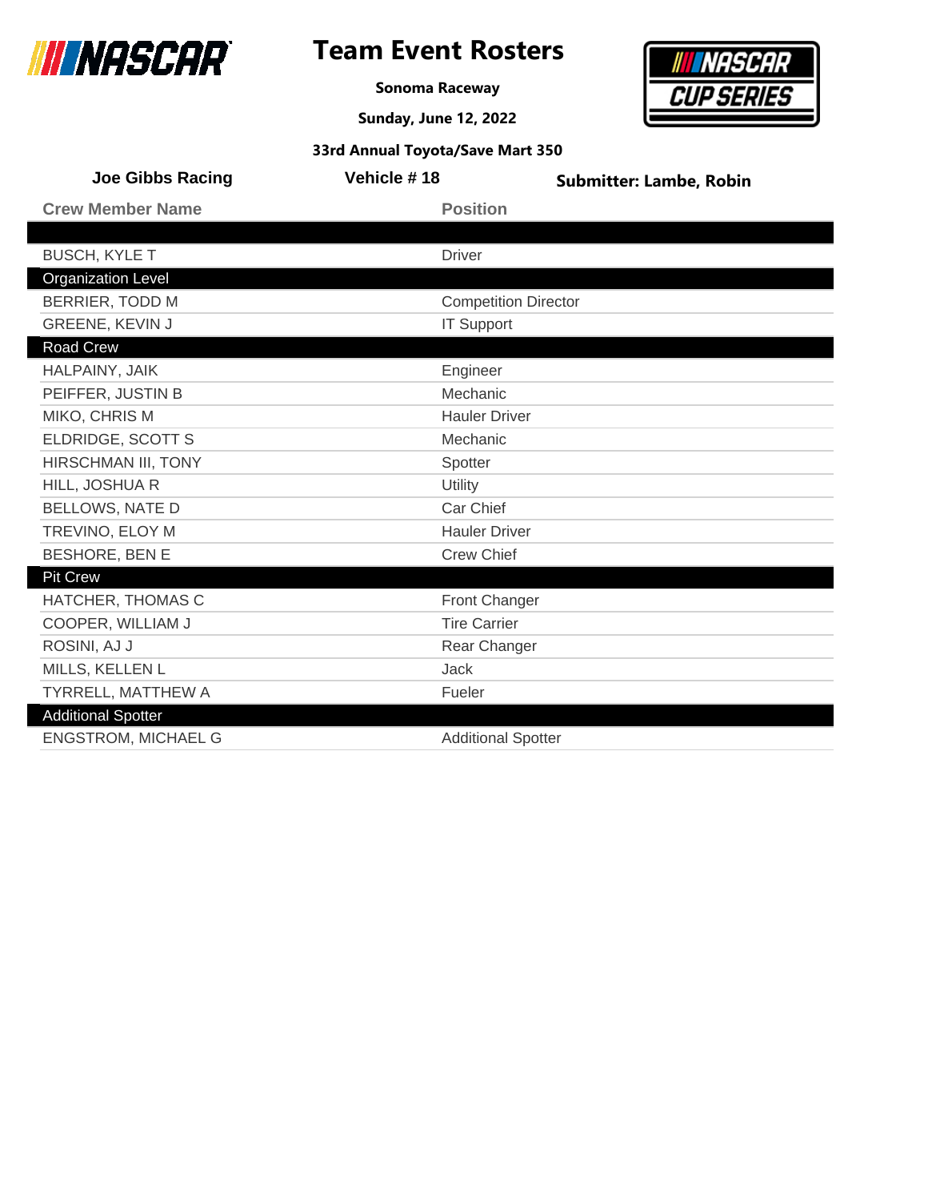# Team Event Rosters

**Sonoma Raceway**

**Sunday, June 12, 2022**

**33rd Annual Toyota/Save Mart 350**

**Joe Gibbs Racing** | **Vehicle # 18** | **Submitter: Lambe, Robin**

| Crew Member Name | Position |
|---|---|
| | |
| BUSCH, KYLE T | Driver |
| **Organization Level** | |
| BERRIER, TODD M | Competition Director |
| GREENE, KEVIN J | IT Support |
| **Road Crew** | |
| HALPAINY, JAIK | Engineer |
| PEIFFER, JUSTIN B | Mechanic |
| MIKO, CHRIS M | Hauler Driver |
| ELDRIDGE, SCOTT S | Mechanic |
| HIRSCHMAN III, TONY | Spotter |
| HILL, JOSHUA R | Utility |
| BELLOWS, NATE D | Car Chief |
| TREVINO, ELOY M | Hauler Driver |
| BESHORE, BEN E | Crew Chief |
| **Pit Crew** | |
| HATCHER, THOMAS C | Front Changer |
| COOPER, WILLIAM J | Tire Carrier |
| ROSINI, AJ J | Rear Changer |
| MILLS, KELLEN L | Jack |
| TYRRELL, MATTHEW A | Fueler |
| **Additional Spotter** | |
| ENGSTROM, MICHAEL G | Additional Spotter |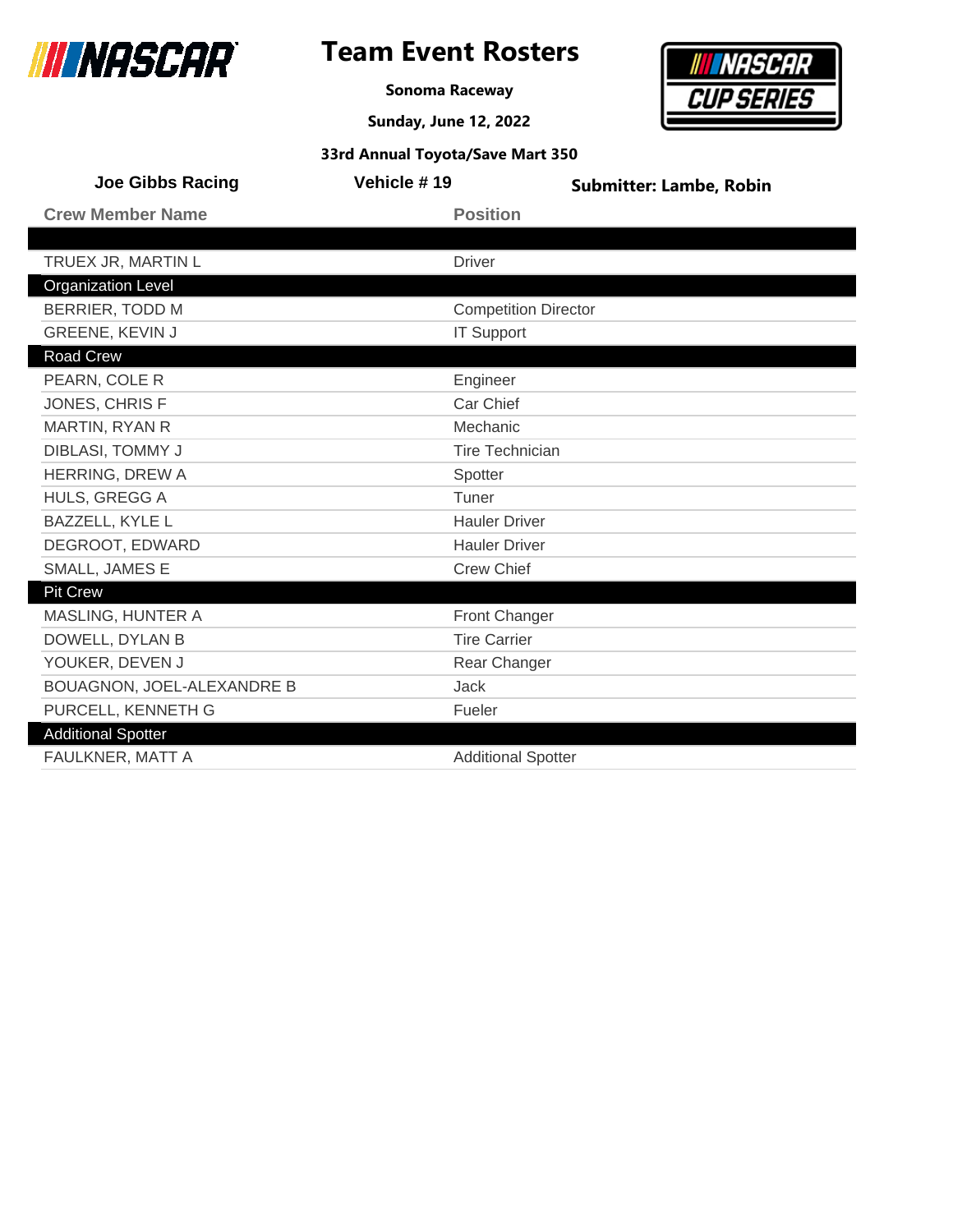# Team Event Rosters

**Sonoma Raceway**

**Sunday, June 12, 2022**

**33rd Annual Toyota/Save Mart 350**

**Joe Gibbs Racing** | **Vehicle # 19** | **Submitter: Lambe, Robin**

| Crew Member Name | Position |
|---|---|
| | |
| TRUEX JR, MARTIN L | Driver |
| **Organization Level** | |
| BERRIER, TODD M | Competition Director |
| GREENE, KEVIN J | IT Support |
| **Road Crew** | |
| PEARN, COLE R | Engineer |
| JONES, CHRIS F | Car Chief |
| MARTIN, RYAN R | Mechanic |
| DIBLASI, TOMMY J | Tire Technician |
| HERRING, DREW A | Spotter |
| HULS, GREGG A | Tuner |
| BAZZELL, KYLE L | Hauler Driver |
| DEGROOT, EDWARD | Hauler Driver |
| SMALL, JAMES E | Crew Chief |
| **Pit Crew** | |
| MASLING, HUNTER A | Front Changer |
| DOWELL, DYLAN B | Tire Carrier |
| YOUKER, DEVEN J | Rear Changer |
| BOUAGNON, JOEL-ALEXANDRE B | Jack |
| PURCELL, KENNETH G | Fueler |
| **Additional Spotter** | |
| FAULKNER, MATT A | Additional Spotter |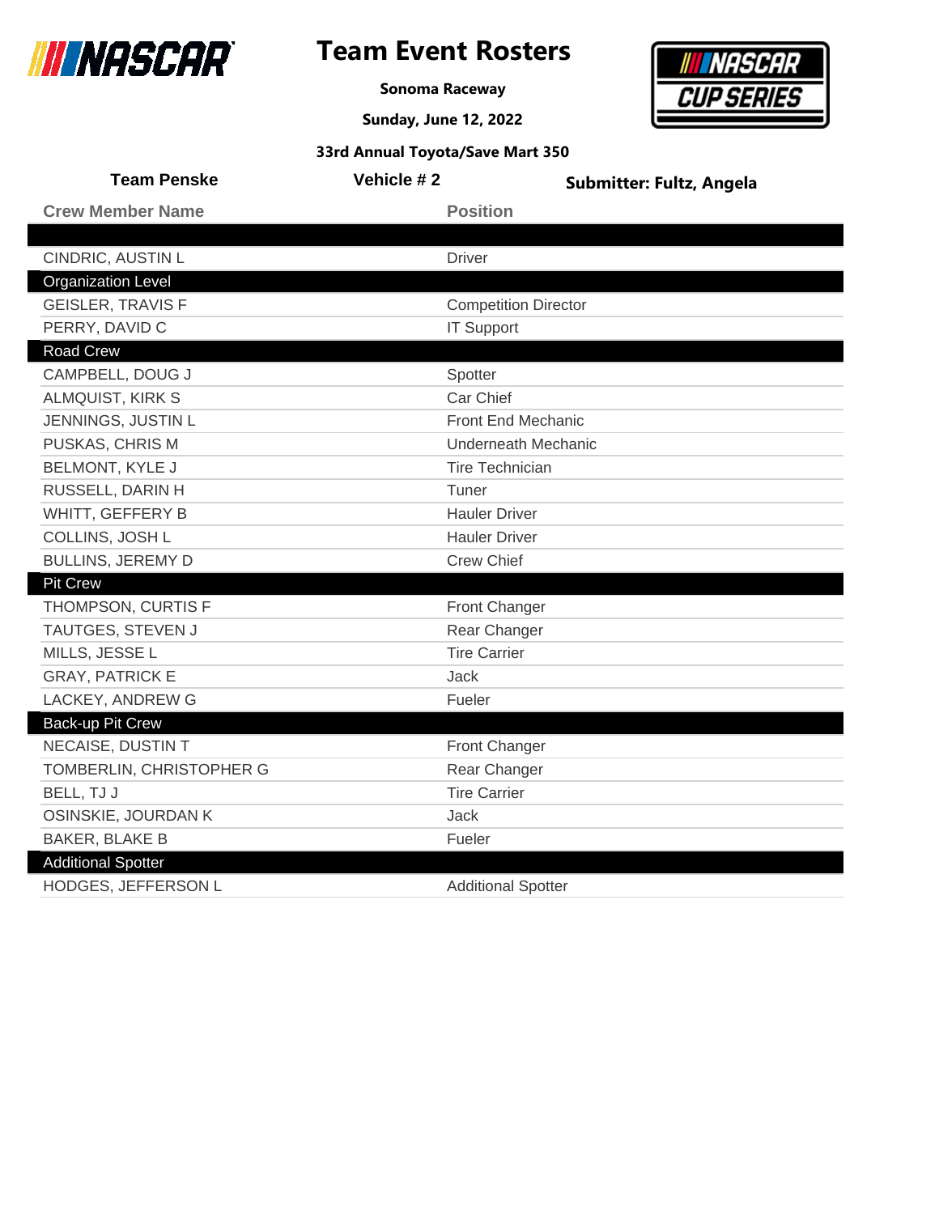# Team Event Rosters

**Sonoma Raceway**

**Sunday, June 12, 2022**

**33rd Annual Toyota/Save Mart 350**

**Team Penske** | **Vehicle # 2** | **Submitter: Fultz, Angela**

| Crew Member Name | Position |
|---|---|
| | |
| CINDRIC, AUSTIN L | Driver |
| **Organization Level** | |
| GEISLER, TRAVIS F | Competition Director |
| PERRY, DAVID C | IT Support |
| **Road Crew** | |
| CAMPBELL, DOUG J | Spotter |
| ALMQUIST, KIRK S | Car Chief |
| JENNINGS, JUSTIN L | Front End Mechanic |
| PUSKAS, CHRIS M | Underneath Mechanic |
| BELMONT, KYLE J | Tire Technician |
| RUSSELL, DARIN H | Tuner |
| WHITT, GEFFERY B | Hauler Driver |
| COLLINS, JOSH L | Hauler Driver |
| BULLINS, JEREMY D | Crew Chief |
| **Pit Crew** | |
| THOMPSON, CURTIS F | Front Changer |
| TAUTGES, STEVEN J | Rear Changer |
| MILLS, JESSE L | Tire Carrier |
| GRAY, PATRICK E | Jack |
| LACKEY, ANDREW G | Fueler |
| **Back-up Pit Crew** | |
| NECAISE, DUSTIN T | Front Changer |
| TOMBERLIN, CHRISTOPHER G | Rear Changer |
| BELL, TJ J | Tire Carrier |
| OSINSKIE, JOURDAN K | Jack |
| BAKER, BLAKE B | Fueler |
| **Additional Spotter** | |
| HODGES, JEFFERSON L | Additional Spotter |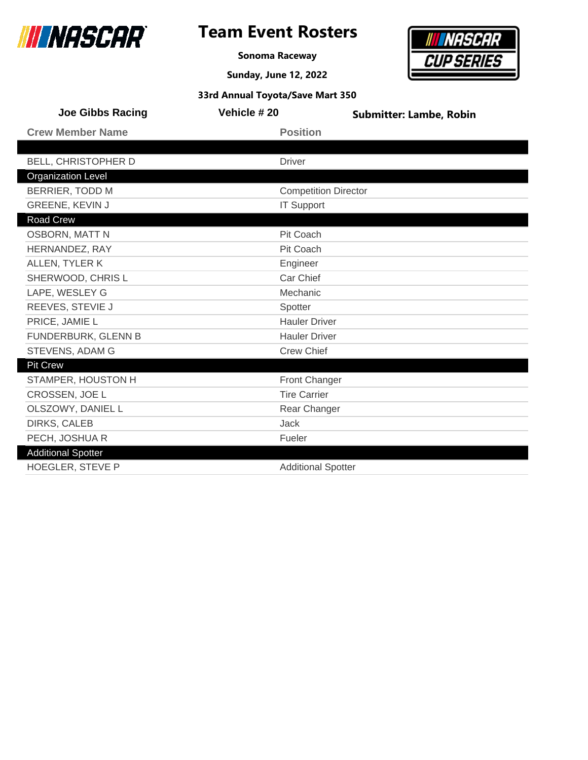# Team Event Rosters

**Sonoma Raceway**

**Sunday, June 12, 2022**

**33rd Annual Toyota/Save Mart 350**

**Joe Gibbs Racing** | **Vehicle # 20** | **Submitter: Lambe, Robin**

| Crew Member Name | Position |
|---|---|
| | |
| BELL, CHRISTOPHER D | Driver |
| **Organization Level** | |
| BERRIER, TODD M | Competition Director |
| GREENE, KEVIN J | IT Support |
| **Road Crew** | |
| OSBORN, MATT N | Pit Coach |
| HERNANDEZ, RAY | Pit Coach |
| ALLEN, TYLER K | Engineer |
| SHERWOOD, CHRIS L | Car Chief |
| LAPE, WESLEY G | Mechanic |
| REEVES, STEVIE J | Spotter |
| PRICE, JAMIE L | Hauler Driver |
| FUNDERBURK, GLENN B | Hauler Driver |
| STEVENS, ADAM G | Crew Chief |
| **Pit Crew** | |
| STAMPER, HOUSTON H | Front Changer |
| CROSSEN, JOE L | Tire Carrier |
| OLSZOWY, DANIEL L | Rear Changer |
| DIRKS, CALEB | Jack |
| PECH, JOSHUA R | Fueler |
| **Additional Spotter** | |
| HOEGLER, STEVE P | Additional Spotter |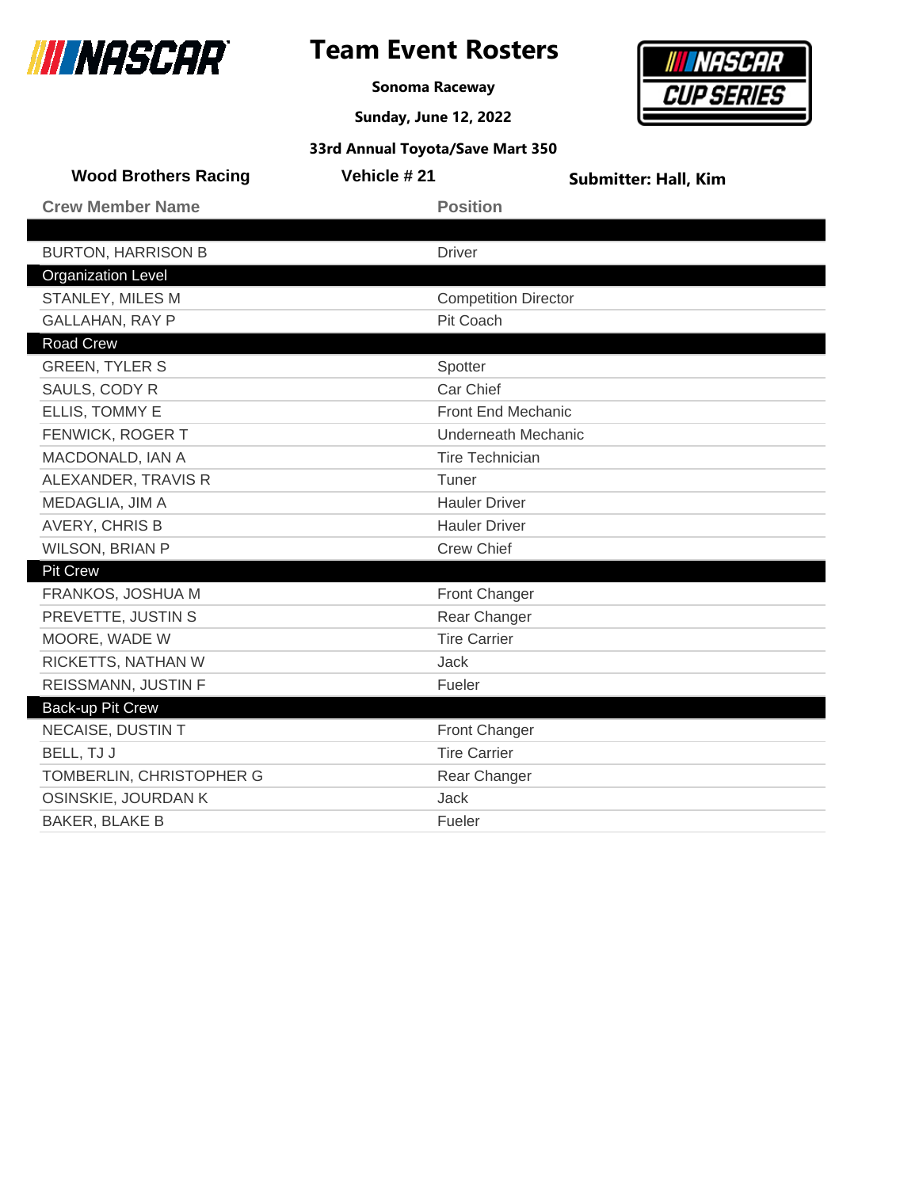# Team Event Rosters

**Sonoma Raceway**

**Sunday, June 12, 2022**

**33rd Annual Toyota/Save Mart 350**

**Wood Brothers Racing** | **Vehicle # 21** | **Submitter: Hall, Kim**

| Crew Member Name | Position |
|---|---|
| | |
| BURTON, HARRISON B | Driver |
| **Organization Level** | |
| STANLEY, MILES M | Competition Director |
| GALLAHAN, RAY P | Pit Coach |
| **Road Crew** | |
| GREEN, TYLER S | Spotter |
| SAULS, CODY R | Car Chief |
| ELLIS, TOMMY E | Front End Mechanic |
| FENWICK, ROGER T | Underneath Mechanic |
| MACDONALD, IAN A | Tire Technician |
| ALEXANDER, TRAVIS R | Tuner |
| MEDAGLIA, JIM A | Hauler Driver |
| AVERY, CHRIS B | Hauler Driver |
| WILSON, BRIAN P | Crew Chief |
| **Pit Crew** | |
| FRANKOS, JOSHUA M | Front Changer |
| PREVETTE, JUSTIN S | Rear Changer |
| MOORE, WADE W | Tire Carrier |
| RICKETTS, NATHAN W | Jack |
| REISSMANN, JUSTIN F | Fueler |
| **Back-up Pit Crew** | |
| NECAISE, DUSTIN T | Front Changer |
| BELL, TJ J | Tire Carrier |
| TOMBERLIN, CHRISTOPHER G | Rear Changer |
| OSINSKIE, JOURDAN K | Jack |
| BAKER, BLAKE B | Fueler |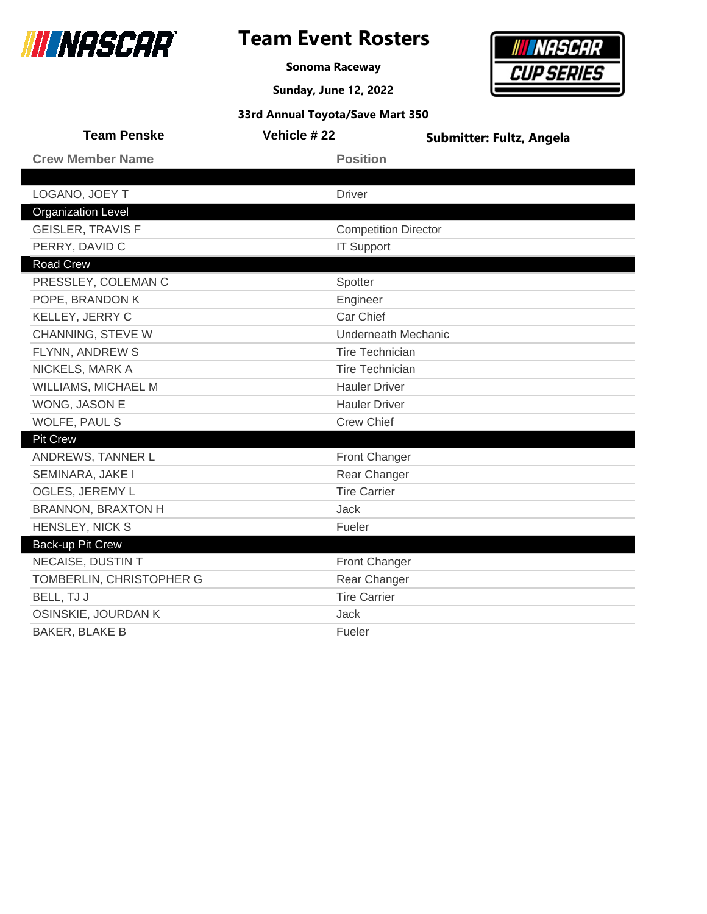# Team Event Rosters

**Sonoma Raceway**

**Sunday, June 12, 2022**

**33rd Annual Toyota/Save Mart 350**

**Team Penske** | **Vehicle # 22** | **Submitter: Fultz, Angela**

| Crew Member Name | Position |
|---|---|
| LOGANO, JOEY T | Driver |
| **Organization Level** | |
| GEISLER, TRAVIS F | Competition Director |
| PERRY, DAVID C | IT Support |
| **Road Crew** | |
| PRESSLEY, COLEMAN C | Spotter |
| POPE, BRANDON K | Engineer |
| KELLEY, JERRY C | Car Chief |
| CHANNING, STEVE W | Underneath Mechanic |
| FLYNN, ANDREW S | Tire Technician |
| NICKELS, MARK A | Tire Technician |
| WILLIAMS, MICHAEL M | Hauler Driver |
| WONG, JASON E | Hauler Driver |
| WOLFE, PAUL S | Crew Chief |
| **Pit Crew** | |
| ANDREWS, TANNER L | Front Changer |
| SEMINARA, JAKE I | Rear Changer |
| OGLES, JEREMY L | Tire Carrier |
| BRANNON, BRAXTON H | Jack |
| HENSLEY, NICK S | Fueler |
| **Back-up Pit Crew** | |
| NECAISE, DUSTIN T | Front Changer |
| TOMBERLIN, CHRISTOPHER G | Rear Changer |
| BELL, TJ J | Tire Carrier |
| OSINSKIE, JOURDAN K | Jack |
| BAKER, BLAKE B | Fueler |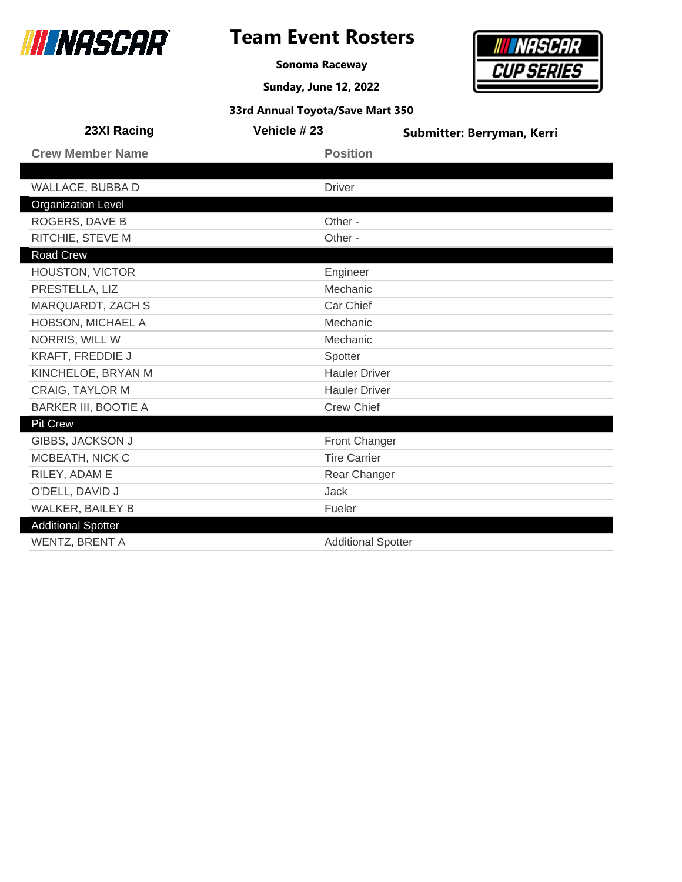# Team Event Rosters

**Sonoma Raceway**

**Sunday, June 12, 2022**

**33rd Annual Toyota/Save Mart 350**

**23XI Racing** | **Vehicle # 23** | **Submitter: Berryman, Kerri**

| Crew Member Name | Position |
|---|---|
| | |
| WALLACE, BUBBA D | Driver |
| **Organization Level** | |
| ROGERS, DAVE B | Other - |
| RITCHIE, STEVE M | Other - |
| **Road Crew** | |
| HOUSTON, VICTOR | Engineer |
| PRESTELLA, LIZ | Mechanic |
| MARQUARDT, ZACH S | Car Chief |
| HOBSON, MICHAEL A | Mechanic |
| NORRIS, WILL W | Mechanic |
| KRAFT, FREDDIE J | Spotter |
| KINCHELOE, BRYAN M | Hauler Driver |
| CRAIG, TAYLOR M | Hauler Driver |
| BARKER III, BOOTIE A | Crew Chief |
| **Pit Crew** | |
| GIBBS, JACKSON J | Front Changer |
| MCBEATH, NICK C | Tire Carrier |
| RILEY, ADAM E | Rear Changer |
| O'DELL, DAVID J | Jack |
| WALKER, BAILEY B | Fueler |
| **Additional Spotter** | |
| WENTZ, BRENT A | Additional Spotter |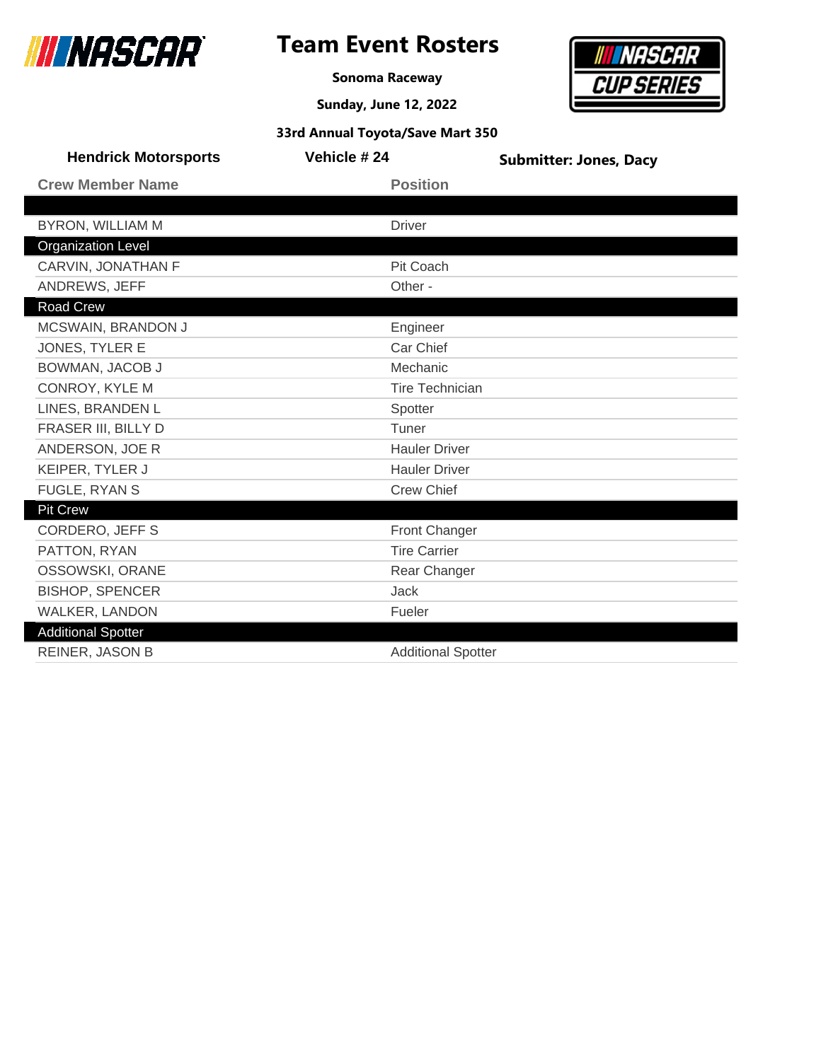# Team Event Rosters

**Sonoma Raceway**

**Sunday, June 12, 2022**

**33rd Annual Toyota/Save Mart 350**

**Hendrick Motorsports** | **Vehicle # 24** | **Submitter: Jones, Dacy**

| Crew Member Name | Position |
|---|---|
| | |
| BYRON, WILLIAM M | Driver |
| **Organization Level** | |
| CARVIN, JONATHAN F | Pit Coach |
| ANDREWS, JEFF | Other - |
| **Road Crew** | |
| MCSWAIN, BRANDON J | Engineer |
| JONES, TYLER E | Car Chief |
| BOWMAN, JACOB J | Mechanic |
| CONROY, KYLE M | Tire Technician |
| LINES, BRANDEN L | Spotter |
| FRASER III, BILLY D | Tuner |
| ANDERSON, JOE R | Hauler Driver |
| KEIPER, TYLER J | Hauler Driver |
| FUGLE, RYAN S | Crew Chief |
| **Pit Crew** | |
| CORDERO, JEFF S | Front Changer |
| PATTON, RYAN | Tire Carrier |
| OSSOWSKI, ORANE | Rear Changer |
| BISHOP, SPENCER | Jack |
| WALKER, LANDON | Fueler |
| **Additional Spotter** | |
| REINER, JASON B | Additional Spotter |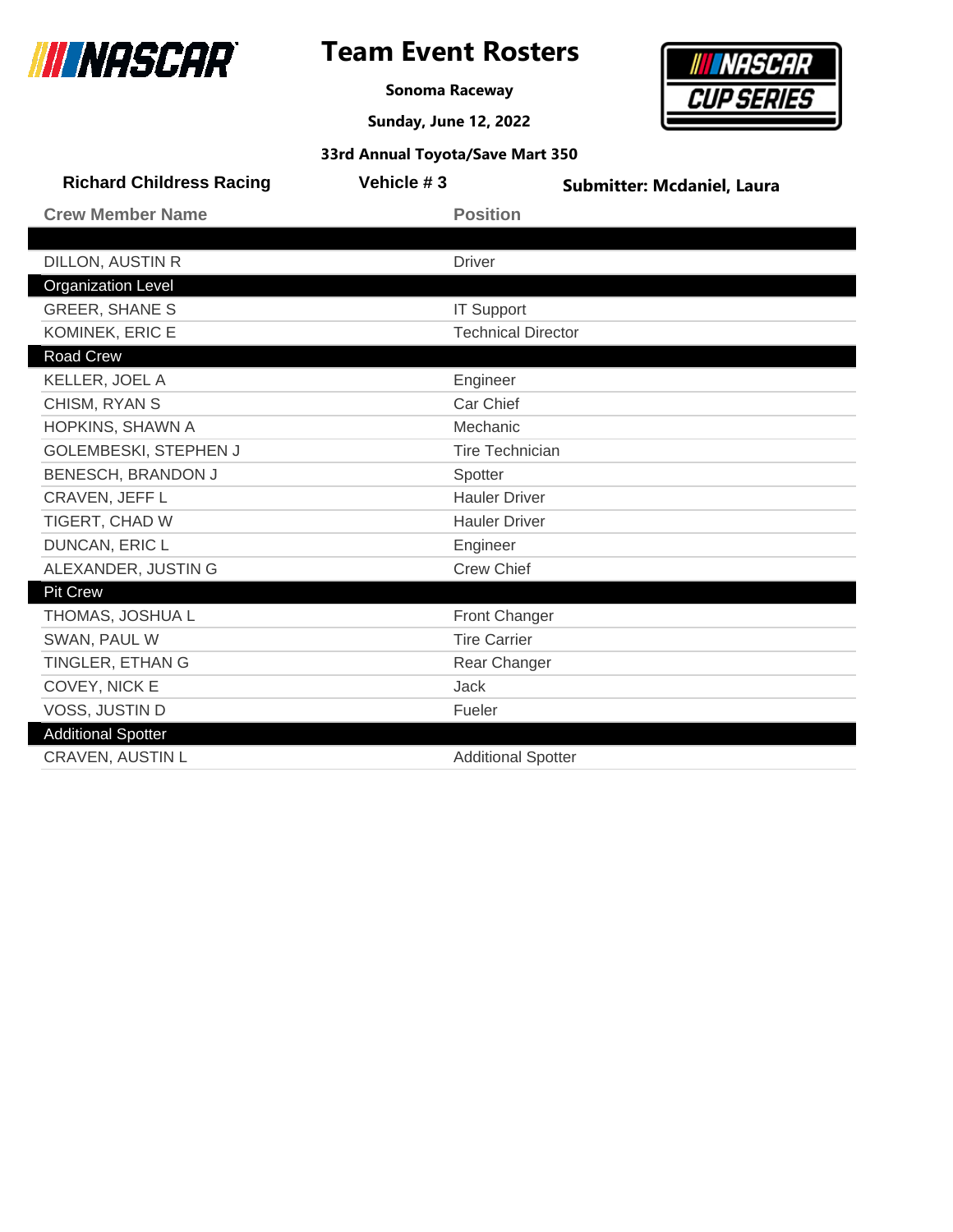# Team Event Rosters

**Sonoma Raceway**

**Sunday, June 12, 2022**

**33rd Annual Toyota/Save Mart 350**

**Richard Childress Racing** | **Vehicle # 3** | **Submitter: Mcdaniel, Laura**

| Crew Member Name | Position |
|---|---|
| | |
| DILLON, AUSTIN R | Driver |
| **Organization Level** | |
| GREER, SHANE S | IT Support |
| KOMINEK, ERIC E | Technical Director |
| **Road Crew** | |
| KELLER, JOEL A | Engineer |
| CHISM, RYAN S | Car Chief |
| HOPKINS, SHAWN A | Mechanic |
| GOLEMBESKI, STEPHEN J | Tire Technician |
| BENESCH, BRANDON J | Spotter |
| CRAVEN, JEFF L | Hauler Driver |
| TIGERT, CHAD W | Hauler Driver |
| DUNCAN, ERIC L | Engineer |
| ALEXANDER, JUSTIN G | Crew Chief |
| **Pit Crew** | |
| THOMAS, JOSHUA L | Front Changer |
| SWAN, PAUL W | Tire Carrier |
| TINGLER, ETHAN G | Rear Changer |
| COVEY, NICK E | Jack |
| VOSS, JUSTIN D | Fueler |
| **Additional Spotter** | |
| CRAVEN, AUSTIN L | Additional Spotter |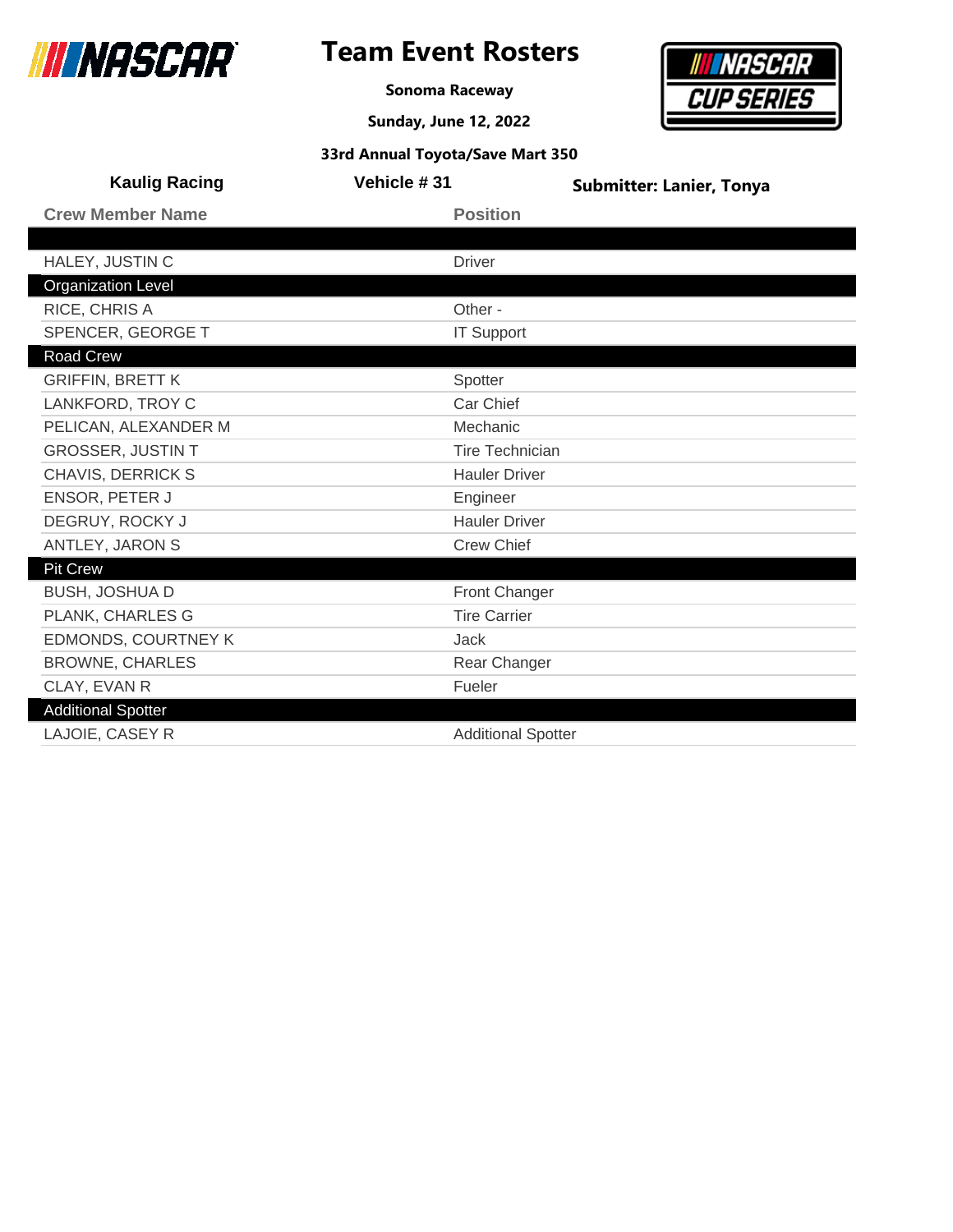# Team Event Rosters

**Sonoma Raceway**

**Sunday, June 12, 2022**

**33rd Annual Toyota/Save Mart 350**

**Kaulig Racing** | **Vehicle # 31** | **Submitter: Lanier, Tonya**

| Crew Member Name | Position |
| --- | --- |
| | |
| HALEY, JUSTIN C | Driver |
| **Organization Level** | |
| RICE, CHRIS A | Other - |
| SPENCER, GEORGE T | IT Support |
| **Road Crew** | |
| GRIFFIN, BRETT K | Spotter |
| LANKFORD, TROY C | Car Chief |
| PELICAN, ALEXANDER M | Mechanic |
| GROSSER, JUSTIN T | Tire Technician |
| CHAVIS, DERRICK S | Hauler Driver |
| ENSOR, PETER J | Engineer |
| DEGRUY, ROCKY J | Hauler Driver |
| ANTLEY, JARON S | Crew Chief |
| **Pit Crew** | |
| BUSH, JOSHUA D | Front Changer |
| PLANK, CHARLES G | Tire Carrier |
| EDMONDS, COURTNEY K | Jack |
| BROWNE, CHARLES | Rear Changer |
| CLAY, EVAN R | Fueler |
| **Additional Spotter** | |
| LAJOIE, CASEY R | Additional Spotter |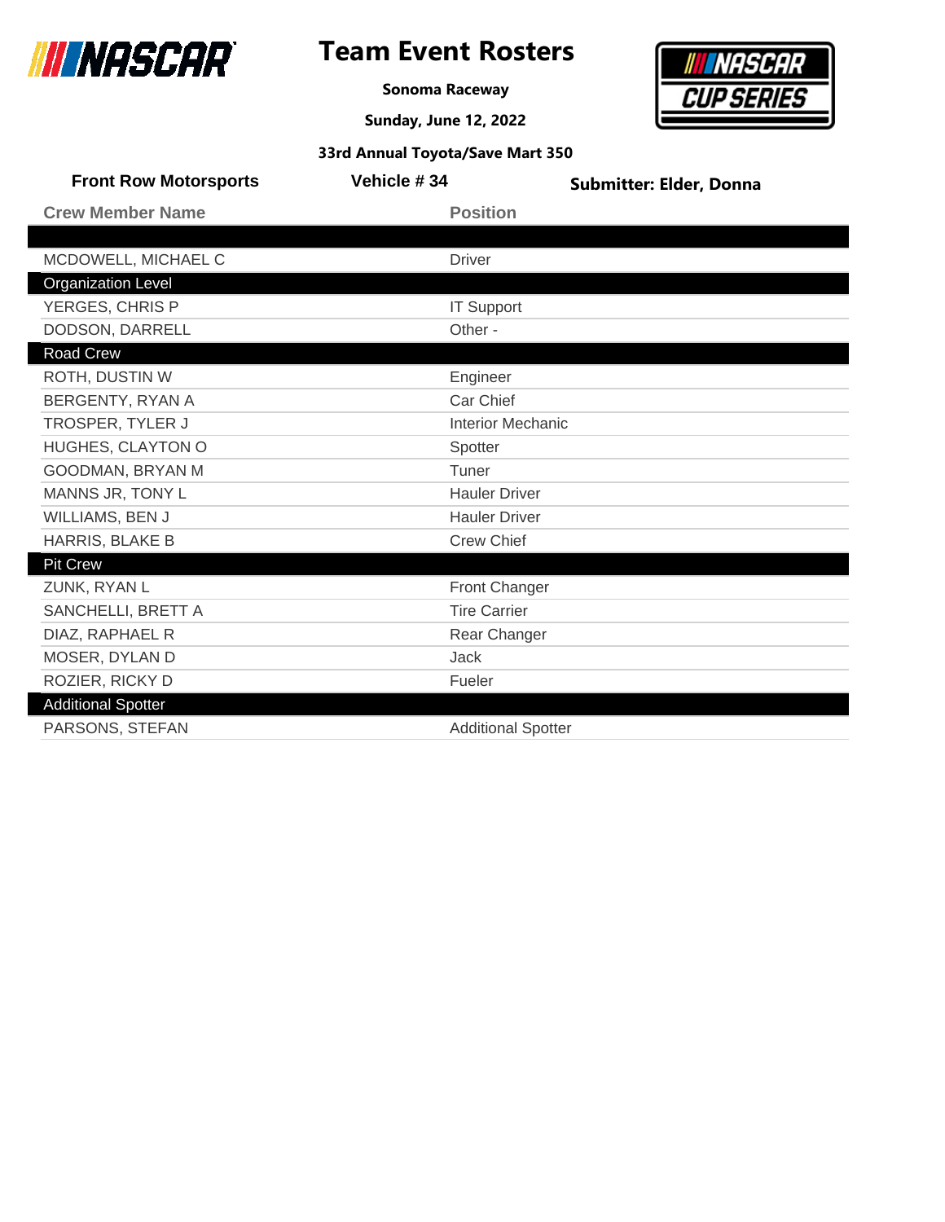# Team Event Rosters

**Sonoma Raceway**

**Sunday, June 12, 2022**

**33rd Annual Toyota/Save Mart 350**

**Front Row Motorsports** | **Vehicle # 34** | **Submitter: Elder, Donna**

| Crew Member Name | Position |
|---|---|
| | |
| MCDOWELL, MICHAEL C | Driver |
| **Organization Level** | |
| YERGES, CHRIS P | IT Support |
| DODSON, DARRELL | Other - |
| **Road Crew** | |
| ROTH, DUSTIN W | Engineer |
| BERGENTY, RYAN A | Car Chief |
| TROSPER, TYLER J | Interior Mechanic |
| HUGHES, CLAYTON O | Spotter |
| GOODMAN, BRYAN M | Tuner |
| MANNS JR, TONY L | Hauler Driver |
| WILLIAMS, BEN J | Hauler Driver |
| HARRIS, BLAKE B | Crew Chief |
| **Pit Crew** | |
| ZUNK, RYAN L | Front Changer |
| SANCHELLI, BRETT A | Tire Carrier |
| DIAZ, RAPHAEL R | Rear Changer |
| MOSER, DYLAN D | Jack |
| ROZIER, RICKY D | Fueler |
| **Additional Spotter** | |
| PARSONS, STEFAN | Additional Spotter |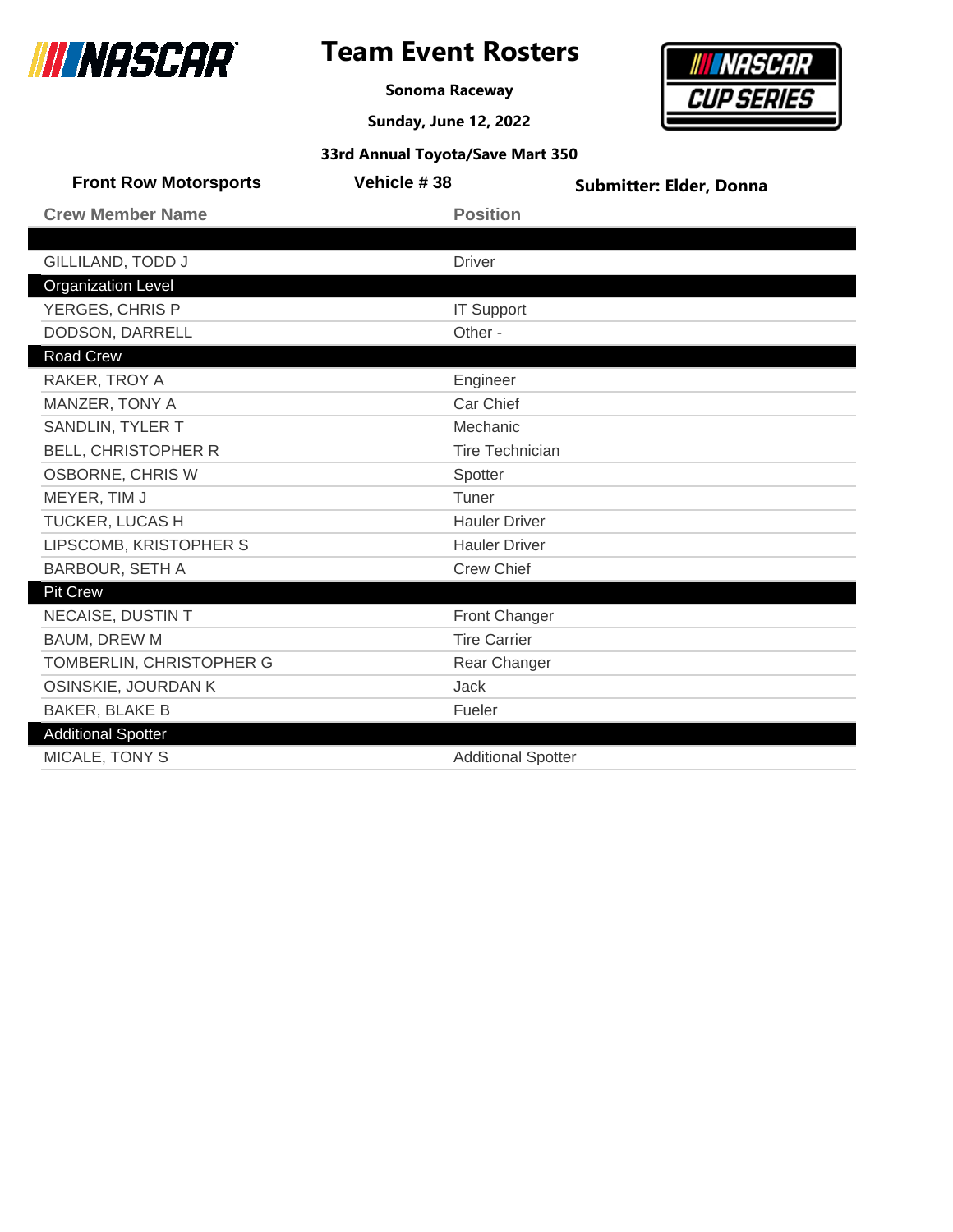# Team Event Rosters

**Sonoma Raceway**

**Sunday, June 12, 2022**

**33rd Annual Toyota/Save Mart 350**

**Front Row Motorsports** | **Vehicle # 38** | **Submitter: Elder, Donna**

| Crew Member Name | Position |
|---|---|
| | |
| GILLILAND, TODD J | Driver |
| **Organization Level** | |
| YERGES, CHRIS P | IT Support |
| DODSON, DARRELL | Other - |
| **Road Crew** | |
| RAKER, TROY A | Engineer |
| MANZER, TONY A | Car Chief |
| SANDLIN, TYLER T | Mechanic |
| BELL, CHRISTOPHER R | Tire Technician |
| OSBORNE, CHRIS W | Spotter |
| MEYER, TIM J | Tuner |
| TUCKER, LUCAS H | Hauler Driver |
| LIPSCOMB, KRISTOPHER S | Hauler Driver |
| BARBOUR, SETH A | Crew Chief |
| **Pit Crew** | |
| NECAISE, DUSTIN T | Front Changer |
| BAUM, DREW M | Tire Carrier |
| TOMBERLIN, CHRISTOPHER G | Rear Changer |
| OSINSKIE, JOURDAN K | Jack |
| BAKER, BLAKE B | Fueler |
| **Additional Spotter** | |
| MICALE, TONY S | Additional Spotter |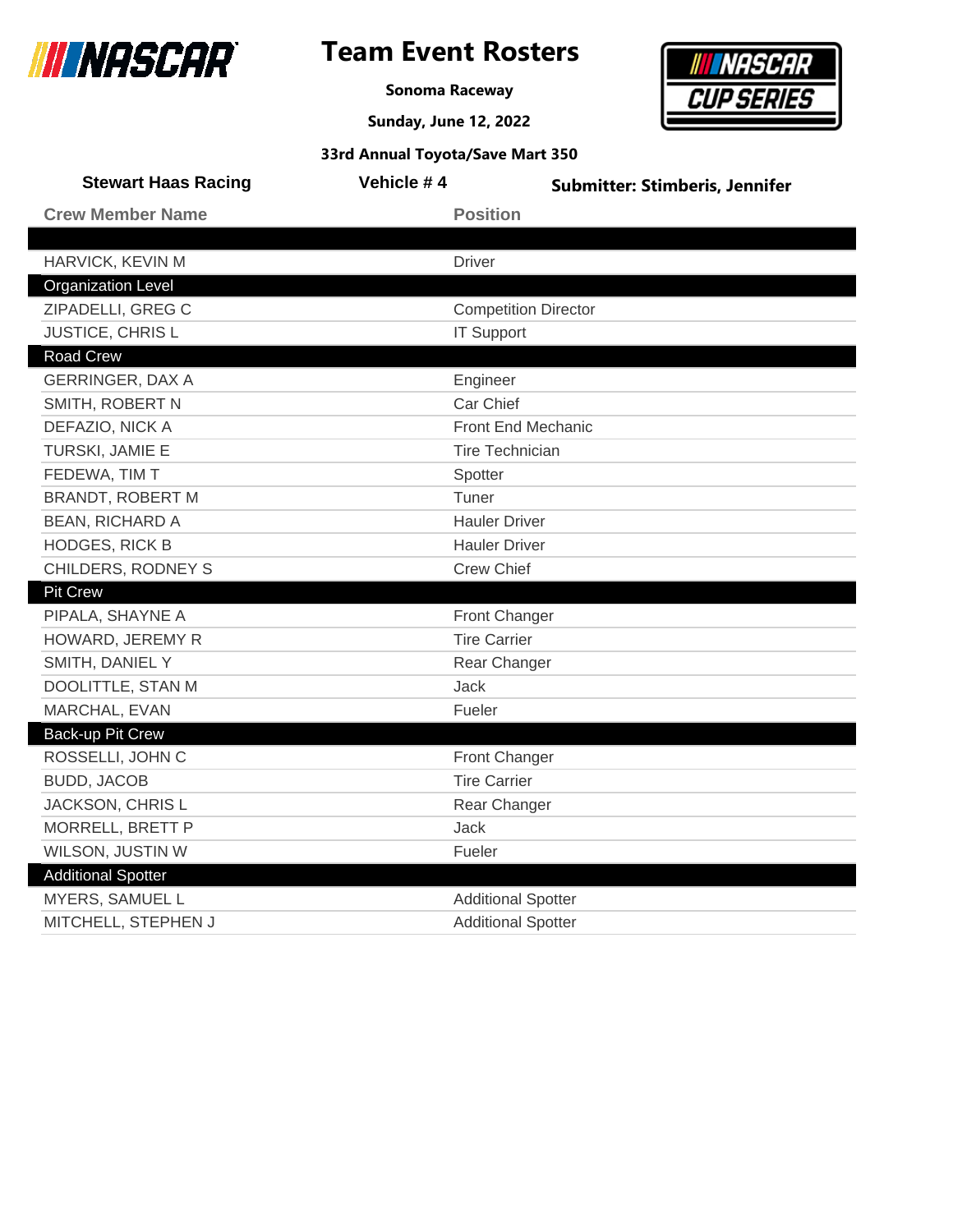# Team Event Rosters

**Sonoma Raceway**

**Sunday, June 12, 2022**

**33rd Annual Toyota/Save Mart 350**

**Stewart Haas Racing** | **Vehicle # 4** | **Submitter: Stimberis, Jennifer**

| Crew Member Name | Position |
|---|---|
| | |
| HARVICK, KEVIN M | Driver |
| **Organization Level** | |
| ZIPADELLI, GREG C | Competition Director |
| JUSTICE, CHRIS L | IT Support |
| **Road Crew** | |
| GERRINGER, DAX A | Engineer |
| SMITH, ROBERT N | Car Chief |
| DEFAZIO, NICK A | Front End Mechanic |
| TURSKI, JAMIE E | Tire Technician |
| FEDEWA, TIM T | Spotter |
| BRANDT, ROBERT M | Tuner |
| BEAN, RICHARD A | Hauler Driver |
| HODGES, RICK B | Hauler Driver |
| CHILDERS, RODNEY S | Crew Chief |
| **Pit Crew** | |
| PIPALA, SHAYNE A | Front Changer |
| HOWARD, JEREMY R | Tire Carrier |
| SMITH, DANIEL Y | Rear Changer |
| DOOLITTLE, STAN M | Jack |
| MARCHAL, EVAN | Fueler |
| **Back-up Pit Crew** | |
| ROSSELLI, JOHN C | Front Changer |
| BUDD, JACOB | Tire Carrier |
| JACKSON, CHRIS L | Rear Changer |
| MORRELL, BRETT P | Jack |
| WILSON, JUSTIN W | Fueler |
| **Additional Spotter** | |
| MYERS, SAMUEL L | Additional Spotter |
| MITCHELL, STEPHEN J | Additional Spotter |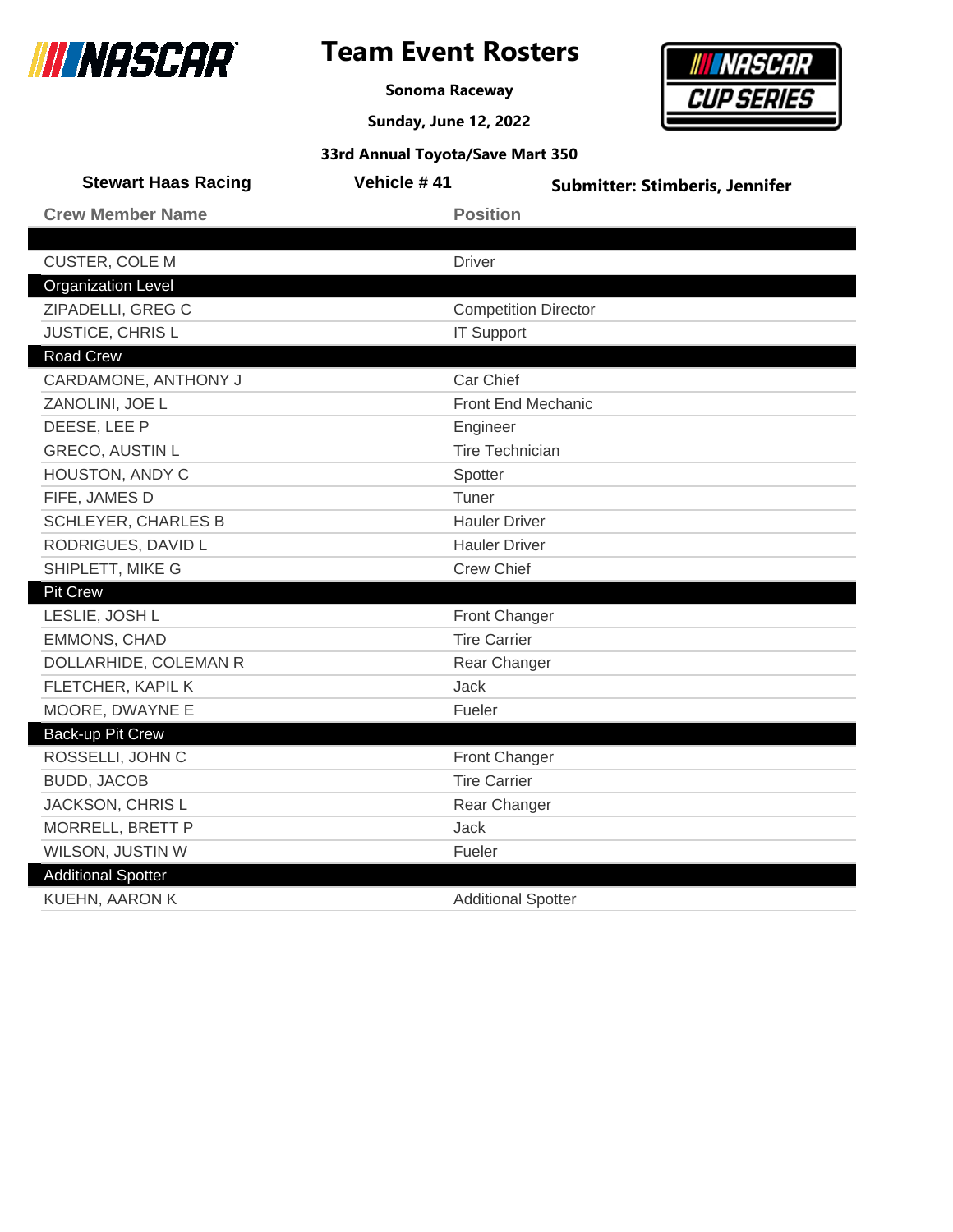# Team Event Rosters

**Sonoma Raceway**

**Sunday, June 12, 2022**

**33rd Annual Toyota/Save Mart 350**

**Stewart Haas Racing** | **Vehicle # 41** | **Submitter: Stimberis, Jennifer**

| Crew Member Name | Position |
|---|---|
| | |
| CUSTER, COLE M | Driver |
| **Organization Level** | |
| ZIPADELLI, GREG C | Competition Director |
| JUSTICE, CHRIS L | IT Support |
| **Road Crew** | |
| CARDAMONE, ANTHONY J | Car Chief |
| ZANOLINI, JOE L | Front End Mechanic |
| DEESE, LEE P | Engineer |
| GRECO, AUSTIN L | Tire Technician |
| HOUSTON, ANDY C | Spotter |
| FIFE, JAMES D | Tuner |
| SCHLEYER, CHARLES B | Hauler Driver |
| RODRIGUES, DAVID L | Hauler Driver |
| SHIPLETT, MIKE G | Crew Chief |
| **Pit Crew** | |
| LESLIE, JOSH L | Front Changer |
| EMMONS, CHAD | Tire Carrier |
| DOLLARHIDE, COLEMAN R | Rear Changer |
| FLETCHER, KAPIL K | Jack |
| MOORE, DWAYNE E | Fueler |
| **Back-up Pit Crew** | |
| ROSSELLI, JOHN C | Front Changer |
| BUDD, JACOB | Tire Carrier |
| JACKSON, CHRIS L | Rear Changer |
| MORRELL, BRETT P | Jack |
| WILSON, JUSTIN W | Fueler |
| **Additional Spotter** | |
| KUEHN, AARON K | Additional Spotter |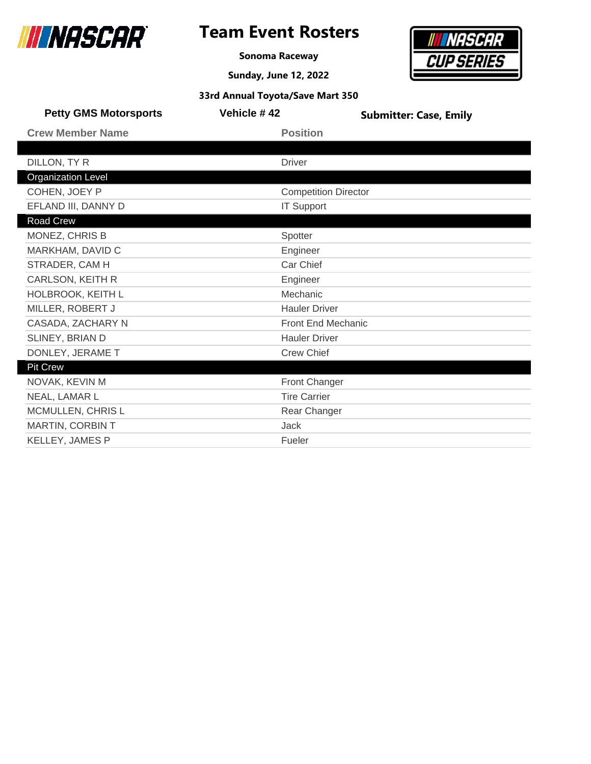# Team Event Rosters

**Sonoma Raceway**

**Sunday, June 12, 2022**

**33rd Annual Toyota/Save Mart 350**

**Petty GMS Motorsports** | **Vehicle # 42** | **Submitter: Case, Emily**

| Crew Member Name | Position |
|---|---|
| | |
| DILLON, TY R | Driver |
| **Organization Level** | |
| COHEN, JOEY P | Competition Director |
| EFLAND III, DANNY D | IT Support |
| **Road Crew** | |
| MONEZ, CHRIS B | Spotter |
| MARKHAM, DAVID C | Engineer |
| STRADER, CAM H | Car Chief |
| CARLSON, KEITH R | Engineer |
| HOLBROOK, KEITH L | Mechanic |
| MILLER, ROBERT J | Hauler Driver |
| CASADA, ZACHARY N | Front End Mechanic |
| SLINEY, BRIAN D | Hauler Driver |
| DONLEY, JERAME T | Crew Chief |
| **Pit Crew** | |
| NOVAK, KEVIN M | Front Changer |
| NEAL, LAMAR L | Tire Carrier |
| MCMULLEN, CHRIS L | Rear Changer |
| MARTIN, CORBIN T | Jack |
| KELLEY, JAMES P | Fueler |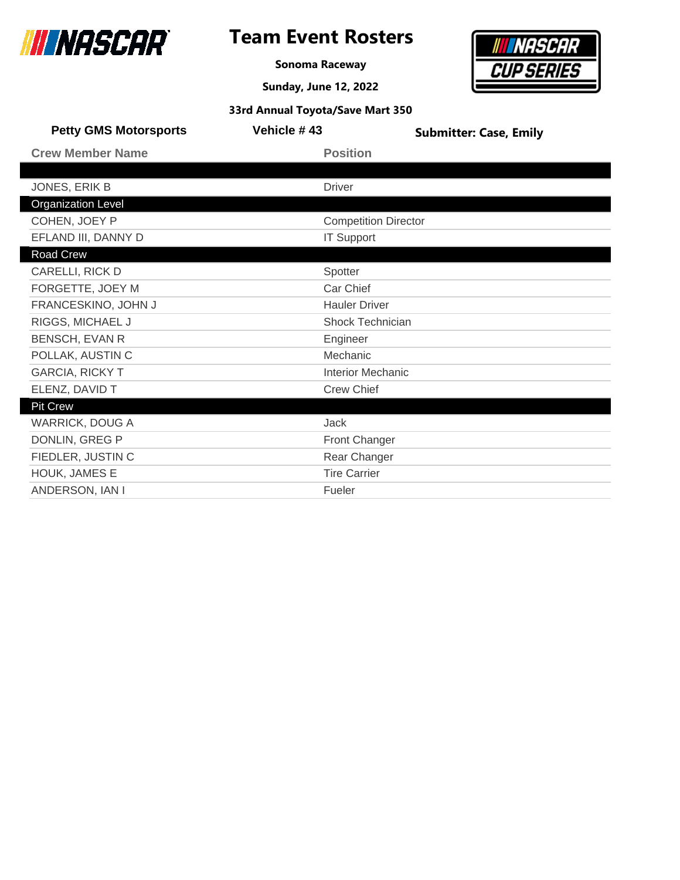# Team Event Rosters

**Sonoma Raceway**

**Sunday, June 12, 2022**

**33rd Annual Toyota/Save Mart 350**

**Petty GMS Motorsports** | **Vehicle # 43** | **Submitter: Case, Emily**

| Crew Member Name | Position |
|---|---|
| | |
| JONES, ERIK B | Driver |
| **Organization Level** | |
| COHEN, JOEY P | Competition Director |
| EFLAND III, DANNY D | IT Support |
| **Road Crew** | |
| CARELLI, RICK D | Spotter |
| FORGETTE, JOEY M | Car Chief |
| FRANCESKINO, JOHN J | Hauler Driver |
| RIGGS, MICHAEL J | Shock Technician |
| BENSCH, EVAN R | Engineer |
| POLLAK, AUSTIN C | Mechanic |
| GARCIA, RICKY T | Interior Mechanic |
| ELENZ, DAVID T | Crew Chief |
| **Pit Crew** | |
| WARRICK, DOUG A | Jack |
| DONLIN, GREG P | Front Changer |
| FIEDLER, JUSTIN C | Rear Changer |
| HOUK, JAMES E | Tire Carrier |
| ANDERSON, IAN I | Fueler |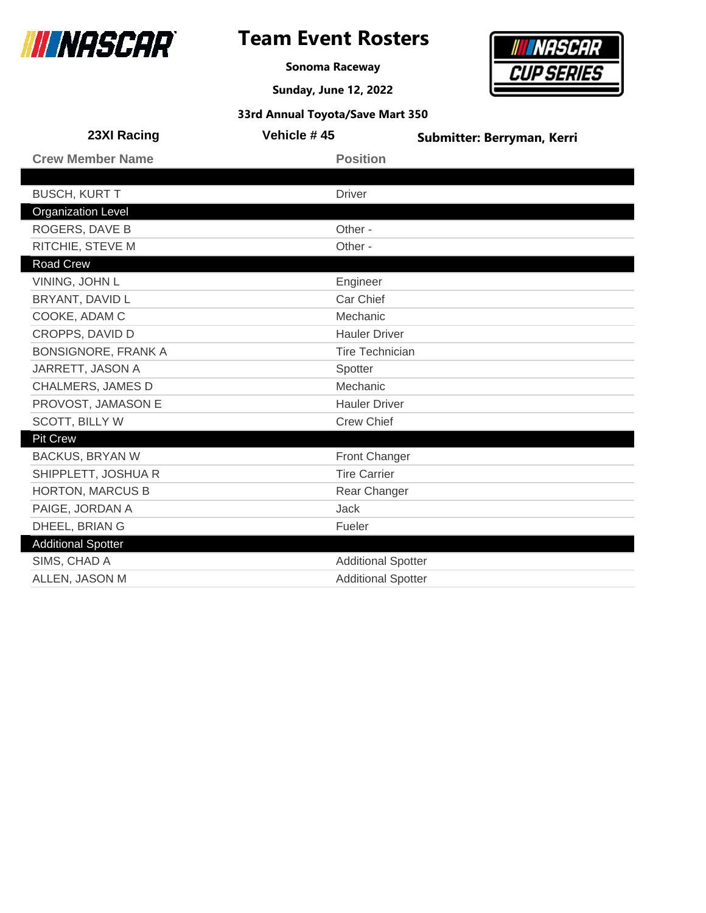# Team Event Rosters

**Sonoma Raceway**

**Sunday, June 12, 2022**

**33rd Annual Toyota/Save Mart 350**

**23XI Racing** | **Vehicle # 45** | **Submitter: Berryman, Kerri**

| Crew Member Name | Position |
|---|---|
| | |
| BUSCH, KURT T | Driver |
| **Organization Level** | |
| ROGERS, DAVE B | Other - |
| RITCHIE, STEVE M | Other - |
| **Road Crew** | |
| VINING, JOHN L | Engineer |
| BRYANT, DAVID L | Car Chief |
| COOKE, ADAM C | Mechanic |
| CROPPS, DAVID D | Hauler Driver |
| BONSIGNORE, FRANK A | Tire Technician |
| JARRETT, JASON A | Spotter |
| CHALMERS, JAMES D | Mechanic |
| PROVOST, JAMASON E | Hauler Driver |
| SCOTT, BILLY W | Crew Chief |
| **Pit Crew** | |
| BACKUS, BRYAN W | Front Changer |
| SHIPPLETT, JOSHUA R | Tire Carrier |
| HORTON, MARCUS B | Rear Changer |
| PAIGE, JORDAN A | Jack |
| DHEEL, BRIAN G | Fueler |
| **Additional Spotter** | |
| SIMS, CHAD A | Additional Spotter |
| ALLEN, JASON M | Additional Spotter |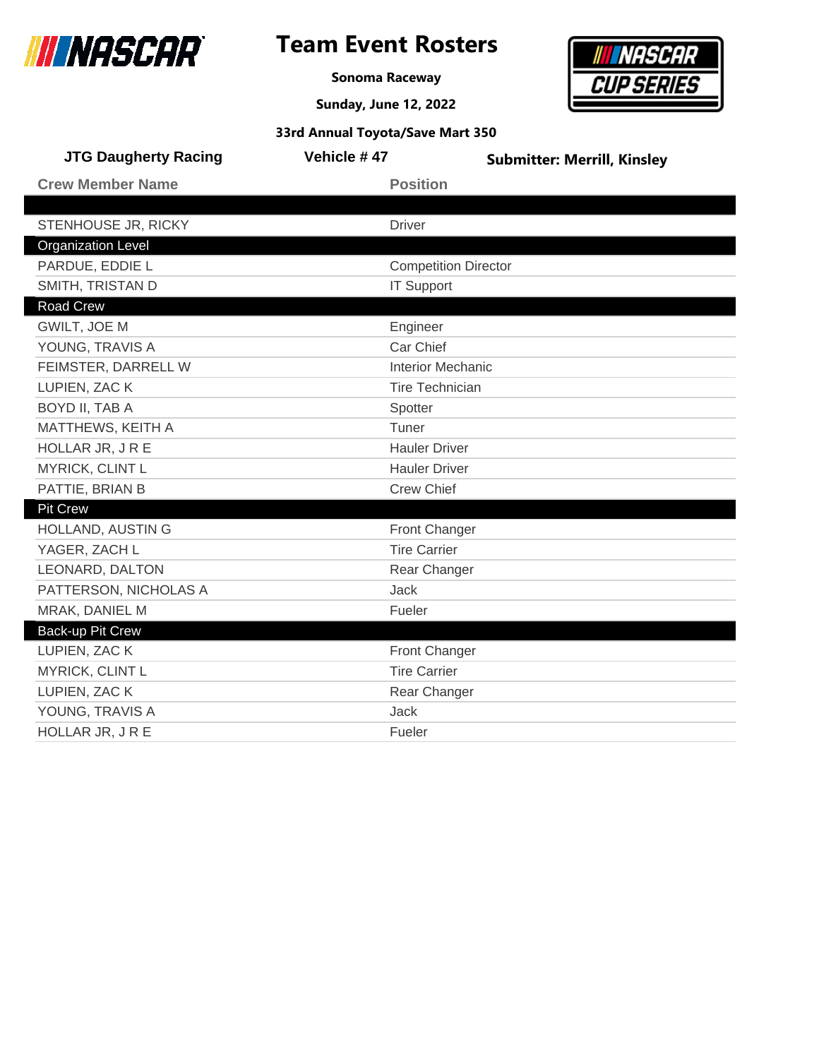# Team Event Rosters

**Sonoma Raceway**

**Sunday, June 12, 2022**

**33rd Annual Toyota/Save Mart 350**

**JTG Daugherty Racing** | **Vehicle # 47** | **Submitter: Merrill, Kinsley**

| Crew Member Name | Position |
|---|---|
| | |
| STENHOUSE JR, RICKY | Driver |
| **Organization Level** | |
| PARDUE, EDDIE L | Competition Director |
| SMITH, TRISTAN D | IT Support |
| **Road Crew** | |
| GWILT, JOE M | Engineer |
| YOUNG, TRAVIS A | Car Chief |
| FEIMSTER, DARRELL W | Interior Mechanic |
| LUPIEN, ZAC K | Tire Technician |
| BOYD II, TAB A | Spotter |
| MATTHEWS, KEITH A | Tuner |
| HOLLAR JR, J R E | Hauler Driver |
| MYRICK, CLINT L | Hauler Driver |
| PATTIE, BRIAN B | Crew Chief |
| **Pit Crew** | |
| HOLLAND, AUSTIN G | Front Changer |
| YAGER, ZACH L | Tire Carrier |
| LEONARD, DALTON | Rear Changer |
| PATTERSON, NICHOLAS A | Jack |
| MRAK, DANIEL M | Fueler |
| **Back-up Pit Crew** | |
| LUPIEN, ZAC K | Front Changer |
| MYRICK, CLINT L | Tire Carrier |
| LUPIEN, ZAC K | Rear Changer |
| YOUNG, TRAVIS A | Jack |
| HOLLAR JR, J R E | Fueler |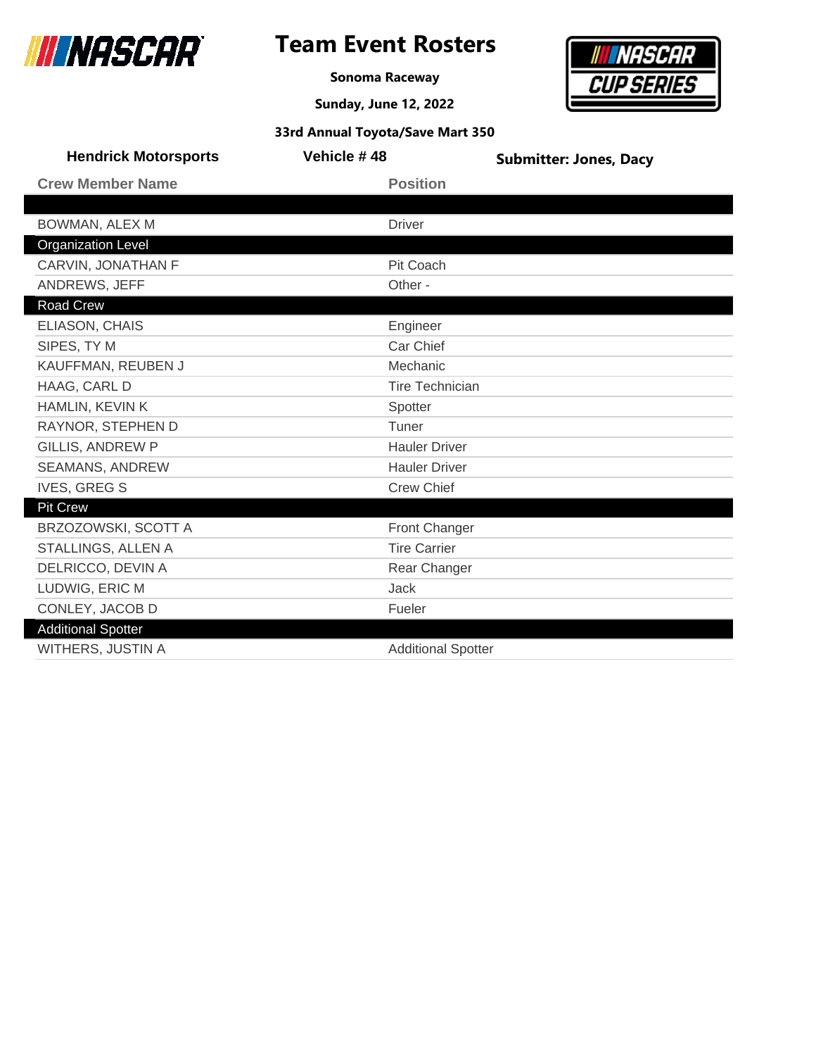# Team Event Rosters

**Sonoma Raceway**

**Sunday, June 12, 2022**

**33rd Annual Toyota/Save Mart 350**

**Hendrick Motorsports** | **Vehicle # 48** | **Submitter: Jones, Dacy**

| Crew Member Name | Position |
|---|---|
| | |
| BOWMAN, ALEX M | Driver |
| **Organization Level** | |
| CARVIN, JONATHAN F | Pit Coach |
| ANDREWS, JEFF | Other - |
| **Road Crew** | |
| ELIASON, CHAIS | Engineer |
| SIPES, TY M | Car Chief |
| KAUFFMAN, REUBEN J | Mechanic |
| HAAG, CARL D | Tire Technician |
| HAMLIN, KEVIN K | Spotter |
| RAYNOR, STEPHEN D | Tuner |
| GILLIS, ANDREW P | Hauler Driver |
| SEAMANS, ANDREW | Hauler Driver |
| IVES, GREG S | Crew Chief |
| **Pit Crew** | |
| BRZOZOWSKI, SCOTT A | Front Changer |
| STALLINGS, ALLEN A | Tire Carrier |
| DELRICCO, DEVIN A | Rear Changer |
| LUDWIG, ERIC M | Jack |
| CONLEY, JACOB D | Fueler |
| **Additional Spotter** | |
| WITHERS, JUSTIN A | Additional Spotter |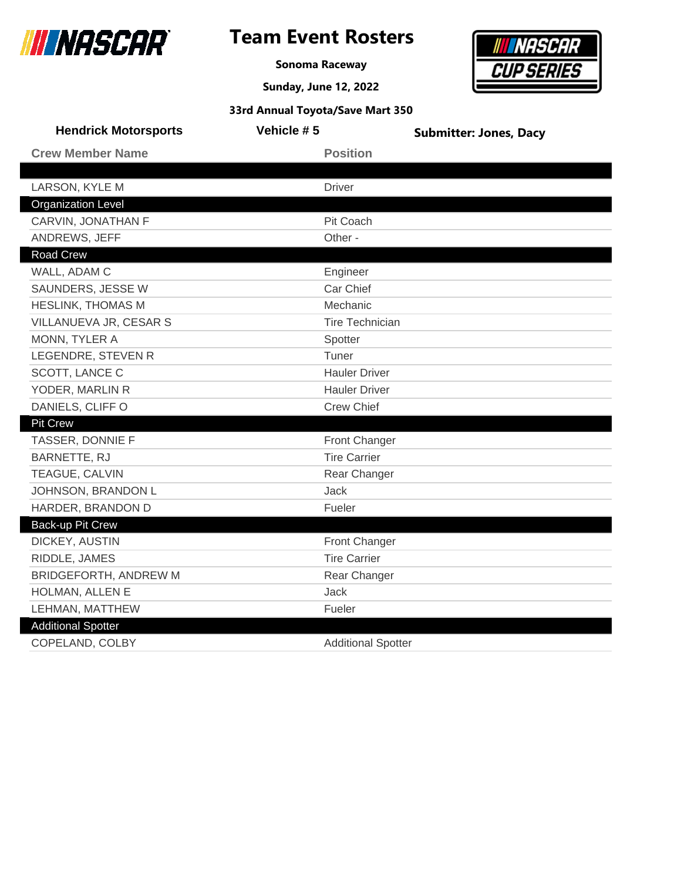# Team Event Rosters

**Sonoma Raceway**

**Sunday, June 12, 2022**

**33rd Annual Toyota/Save Mart 350**

**Hendrick Motorsports** | **Vehicle # 5** | **Submitter: Jones, Dacy**

| Crew Member Name | Position |
| --- | --- |
| | |
| LARSON, KYLE M | Driver |
| **Organization Level** | |
| CARVIN, JONATHAN F | Pit Coach |
| ANDREWS, JEFF | Other - |
| **Road Crew** | |
| WALL, ADAM C | Engineer |
| SAUNDERS, JESSE W | Car Chief |
| HESLINK, THOMAS M | Mechanic |
| VILLANUEVA JR, CESAR S | Tire Technician |
| MONN, TYLER A | Spotter |
| LEGENDRE, STEVEN R | Tuner |
| SCOTT, LANCE C | Hauler Driver |
| YODER, MARLIN R | Hauler Driver |
| DANIELS, CLIFF O | Crew Chief |
| **Pit Crew** | |
| TASSER, DONNIE F | Front Changer |
| BARNETTE, RJ | Tire Carrier |
| TEAGUE, CALVIN | Rear Changer |
| JOHNSON, BRANDON L | Jack |
| HARDER, BRANDON D | Fueler |
| **Back-up Pit Crew** | |
| DICKEY, AUSTIN | Front Changer |
| RIDDLE, JAMES | Tire Carrier |
| BRIDGEFORTH, ANDREW M | Rear Changer |
| HOLMAN, ALLEN E | Jack |
| LEHMAN, MATTHEW | Fueler |
| **Additional Spotter** | |
| COPELAND, COLBY | Additional Spotter |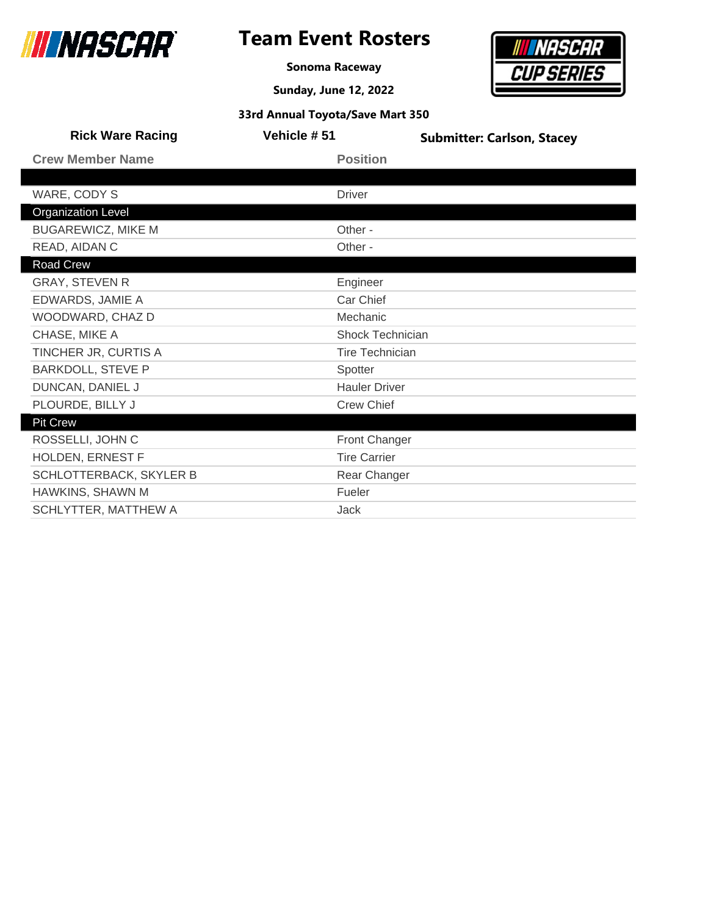# Team Event Rosters

**Sonoma Raceway**

**Sunday, June 12, 2022**

**33rd Annual Toyota/Save Mart 350**

**Rick Ware Racing** | **Vehicle # 51** | **Submitter: Carlson, Stacey**

| Crew Member Name | Position |
|---|---|
| | |
| WARE, CODY S | Driver |
| **Organization Level** | |
| BUGAREWICZ, MIKE M | Other - |
| READ, AIDAN C | Other - |
| **Road Crew** | |
| GRAY, STEVEN R | Engineer |
| EDWARDS, JAMIE A | Car Chief |
| WOODWARD, CHAZ D | Mechanic |
| CHASE, MIKE A | Shock Technician |
| TINCHER JR, CURTIS A | Tire Technician |
| BARKDOLL, STEVE P | Spotter |
| DUNCAN, DANIEL J | Hauler Driver |
| PLOURDE, BILLY J | Crew Chief |
| **Pit Crew** | |
| ROSSELLI, JOHN C | Front Changer |
| HOLDEN, ERNEST F | Tire Carrier |
| SCHLOTTERBACK, SKYLER B | Rear Changer |
| HAWKINS, SHAWN M | Fueler |
| SCHLYTTER, MATTHEW A | Jack |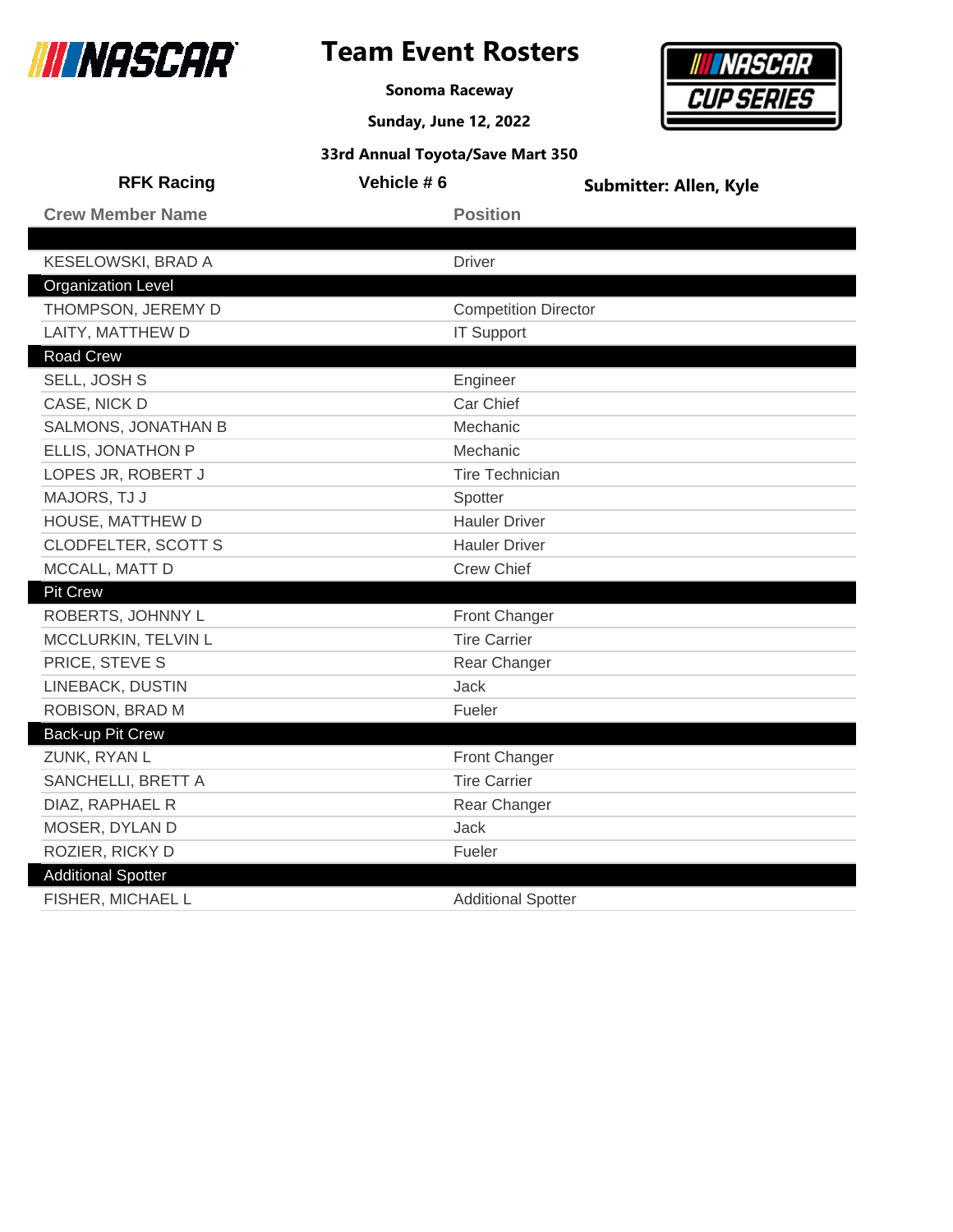# Team Event Rosters

**Sonoma Raceway**

**Sunday, June 12, 2022**

**33rd Annual Toyota/Save Mart 350**

**RFK Racing** | **Vehicle # 6** | **Submitter: Allen, Kyle**

| Crew Member Name | Position |
|---|---|
| | |
| KESELOWSKI, BRAD A | Driver |
| **Organization Level** | |
| THOMPSON, JEREMY D | Competition Director |
| LAITY, MATTHEW D | IT Support |
| **Road Crew** | |
| SELL, JOSH S | Engineer |
| CASE, NICK D | Car Chief |
| SALMONS, JONATHAN B | Mechanic |
| ELLIS, JONATHON P | Mechanic |
| LOPES JR, ROBERT J | Tire Technician |
| MAJORS, TJ J | Spotter |
| HOUSE, MATTHEW D | Hauler Driver |
| CLODFELTER, SCOTT S | Hauler Driver |
| MCCALL, MATT D | Crew Chief |
| **Pit Crew** | |
| ROBERTS, JOHNNY L | Front Changer |
| MCCLURKIN, TELVIN L | Tire Carrier |
| PRICE, STEVE S | Rear Changer |
| LINEBACK, DUSTIN | Jack |
| ROBISON, BRAD M | Fueler |
| **Back-up Pit Crew** | |
| ZUNK, RYAN L | Front Changer |
| SANCHELLI, BRETT A | Tire Carrier |
| DIAZ, RAPHAEL R | Rear Changer |
| MOSER, DYLAN D | Jack |
| ROZIER, RICKY D | Fueler |
| **Additional Spotter** | |
| FISHER, MICHAEL L | Additional Spotter |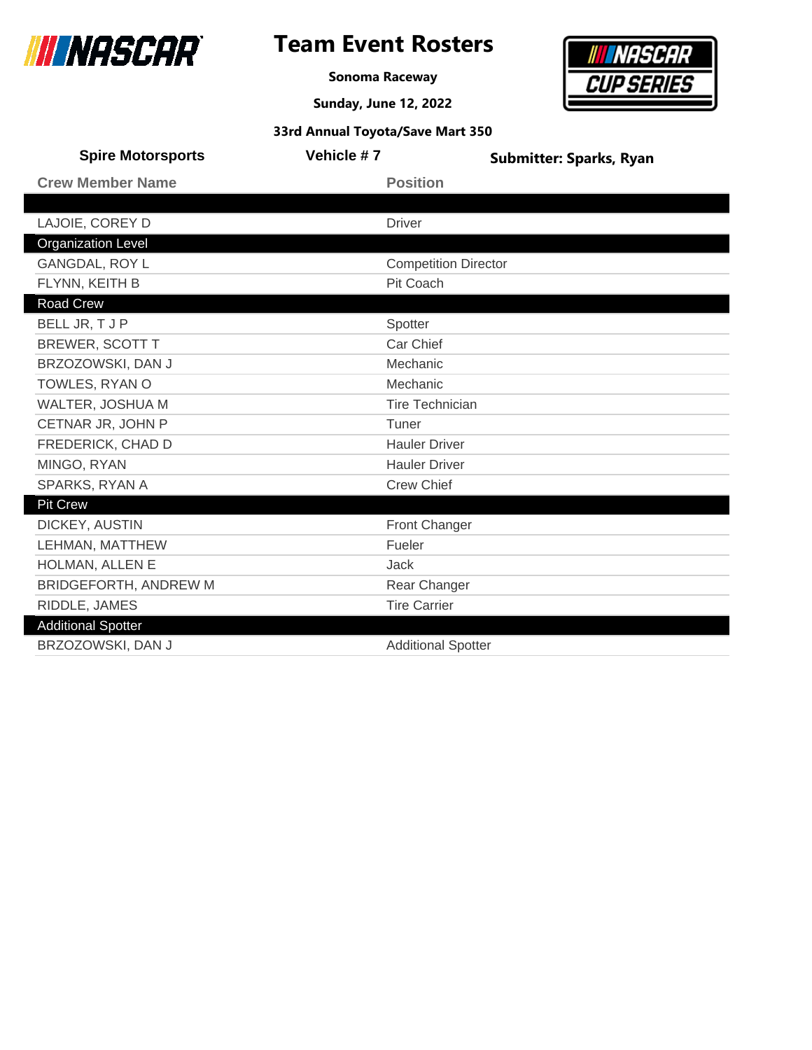# Team Event Rosters

**Sonoma Raceway**

**Sunday, June 12, 2022**

**33rd Annual Toyota/Save Mart 350**

**Spire Motorsports** | **Vehicle # 7** | **Submitter: Sparks, Ryan**

| Crew Member Name | Position |
|---|---|
| | |
| LAJOIE, COREY D | Driver |
| **Organization Level** | |
| GANGDAL, ROY L | Competition Director |
| FLYNN, KEITH B | Pit Coach |
| **Road Crew** | |
| BELL JR, T J P | Spotter |
| BREWER, SCOTT T | Car Chief |
| BRZOZOWSKI, DAN J | Mechanic |
| TOWLES, RYAN O | Mechanic |
| WALTER, JOSHUA M | Tire Technician |
| CETNAR JR, JOHN P | Tuner |
| FREDERICK, CHAD D | Hauler Driver |
| MINGO, RYAN | Hauler Driver |
| SPARKS, RYAN A | Crew Chief |
| **Pit Crew** | |
| DICKEY, AUSTIN | Front Changer |
| LEHMAN, MATTHEW | Fueler |
| HOLMAN, ALLEN E | Jack |
| BRIDGEFORTH, ANDREW M | Rear Changer |
| RIDDLE, JAMES | Tire Carrier |
| **Additional Spotter** | |
| BRZOZOWSKI, DAN J | Additional Spotter |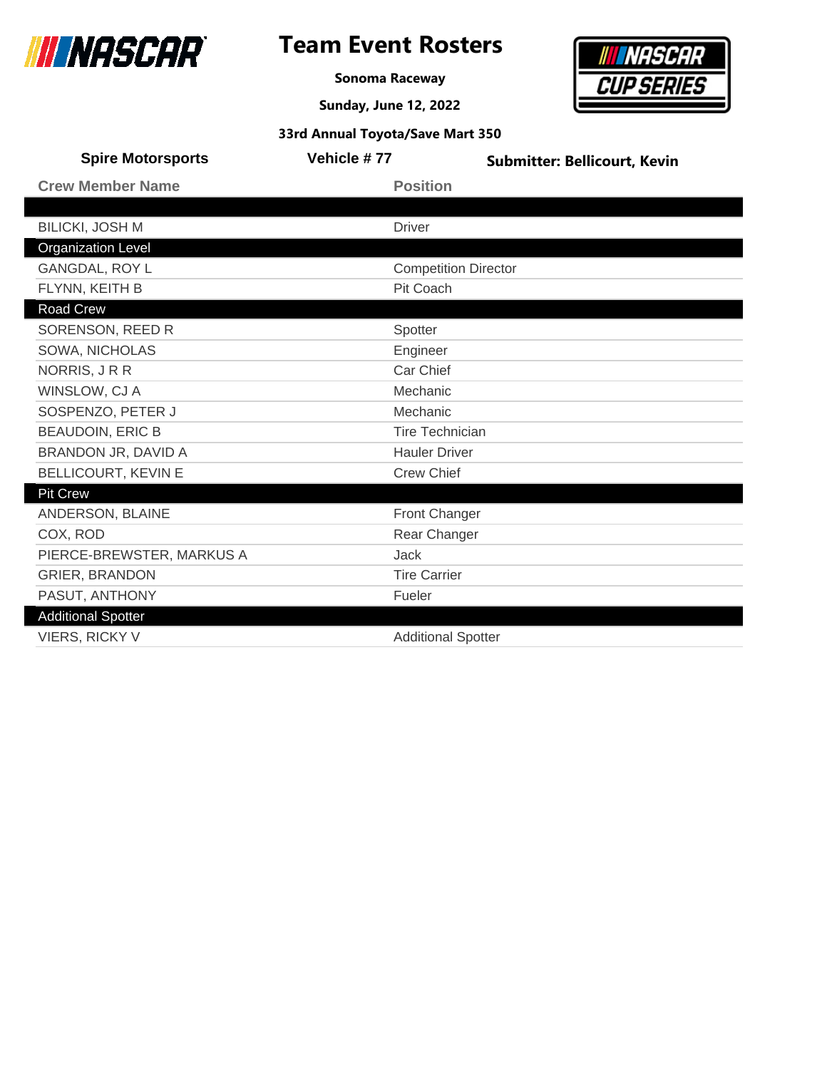# Team Event Rosters

**Sonoma Raceway**

**Sunday, June 12, 2022**

**33rd Annual Toyota/Save Mart 350**

**Spire Motorsports** | **Vehicle # 77** | **Submitter: Bellicourt, Kevin**

| Crew Member Name | Position |
|---|---|
| | |
| BILICKI, JOSH M | Driver |
| **Organization Level** | |
| GANGDAL, ROY L | Competition Director |
| FLYNN, KEITH B | Pit Coach |
| **Road Crew** | |
| SORENSON, REED R | Spotter |
| SOWA, NICHOLAS | Engineer |
| NORRIS, J R R | Car Chief |
| WINSLOW, CJ A | Mechanic |
| SOSPENZO, PETER J | Mechanic |
| BEAUDOIN, ERIC B | Tire Technician |
| BRANDON JR, DAVID A | Hauler Driver |
| BELLICOURT, KEVIN E | Crew Chief |
| **Pit Crew** | |
| ANDERSON, BLAINE | Front Changer |
| COX, ROD | Rear Changer |
| PIERCE-BREWSTER, MARKUS A | Jack |
| GRIER, BRANDON | Tire Carrier |
| PASUT, ANTHONY | Fueler |
| **Additional Spotter** | |
| VIERS, RICKY V | Additional Spotter |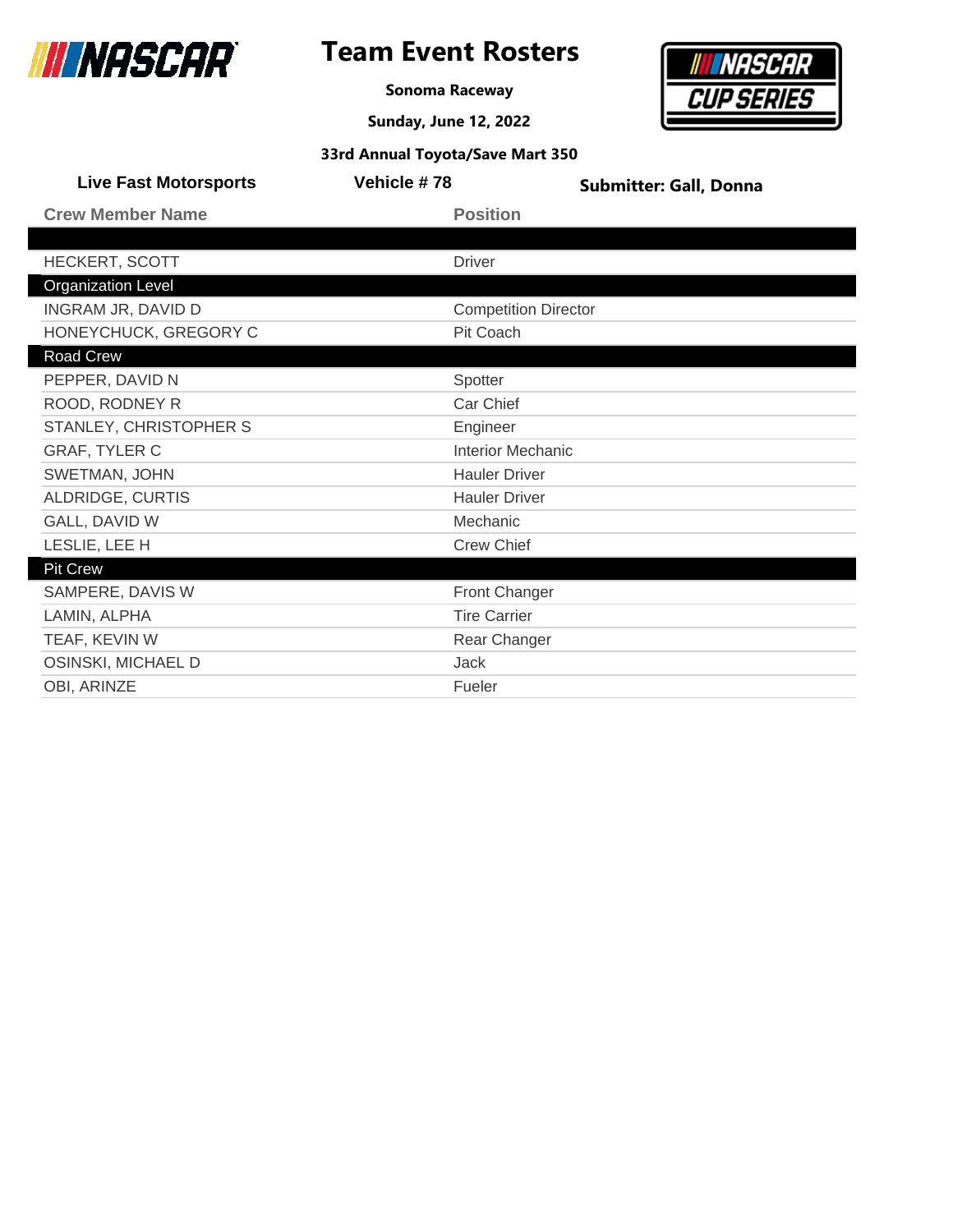# Team Event Rosters

**Sonoma Raceway**

**Sunday, June 12, 2022**

**33rd Annual Toyota/Save Mart 350**

**Live Fast Motorsports** | **Vehicle # 78** | **Submitter: Gall, Donna**

| Crew Member Name | Position |
|---|---|
| | |
| HECKERT, SCOTT | Driver |
| **Organization Level** | |
| INGRAM JR, DAVID D | Competition Director |
| HONEYCHUCK, GREGORY C | Pit Coach |
| **Road Crew** | |
| PEPPER, DAVID N | Spotter |
| ROOD, RODNEY R | Car Chief |
| STANLEY, CHRISTOPHER S | Engineer |
| GRAF, TYLER C | Interior Mechanic |
| SWETMAN, JOHN | Hauler Driver |
| ALDRIDGE, CURTIS | Hauler Driver |
| GALL, DAVID W | Mechanic |
| LESLIE, LEE H | Crew Chief |
| **Pit Crew** | |
| SAMPERE, DAVIS W | Front Changer |
| LAMIN, ALPHA | Tire Carrier |
| TEAF, KEVIN W | Rear Changer |
| OSINSKI, MICHAEL D | Jack |
| OBI, ARINZE | Fueler |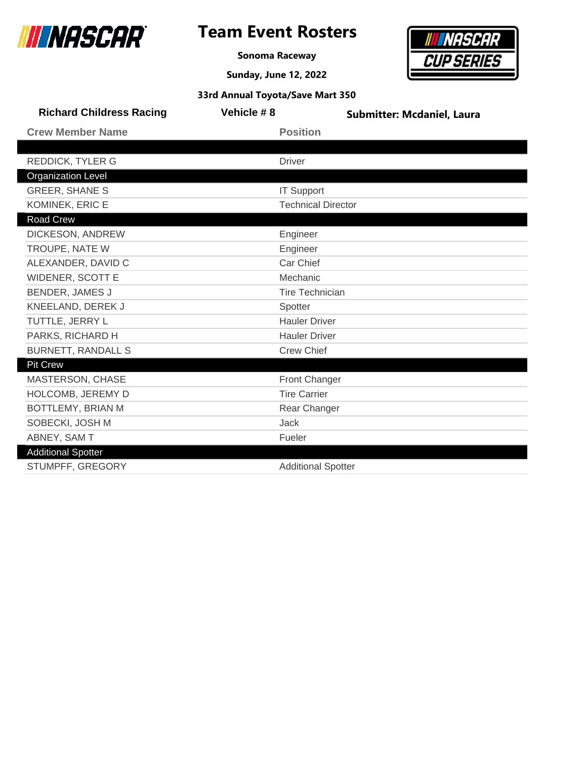# Team Event Rosters

**Sonoma Raceway**

**Sunday, June 12, 2022**

**33rd Annual Toyota/Save Mart 350**

**Richard Childress Racing** | **Vehicle # 8** | **Submitter: Mcdaniel, Laura**

| Crew Member Name | Position |
|---|---|
| | |
| REDDICK, TYLER G | Driver |
| **Organization Level** | |
| GREER, SHANE S | IT Support |
| KOMINEK, ERIC E | Technical Director |
| **Road Crew** | |
| DICKESON, ANDREW | Engineer |
| TROUPE, NATE W | Engineer |
| ALEXANDER, DAVID C | Car Chief |
| WIDENER, SCOTT E | Mechanic |
| BENDER, JAMES J | Tire Technician |
| KNEELAND, DEREK J | Spotter |
| TUTTLE, JERRY L | Hauler Driver |
| PARKS, RICHARD H | Hauler Driver |
| BURNETT, RANDALL S | Crew Chief |
| **Pit Crew** | |
| MASTERSON, CHASE | Front Changer |
| HOLCOMB, JEREMY D | Tire Carrier |
| BOTTLEMY, BRIAN M | Rear Changer |
| SOBECKI, JOSH M | Jack |
| ABNEY, SAM T | Fueler |
| **Additional Spotter** | |
| STUMPFF, GREGORY | Additional Spotter |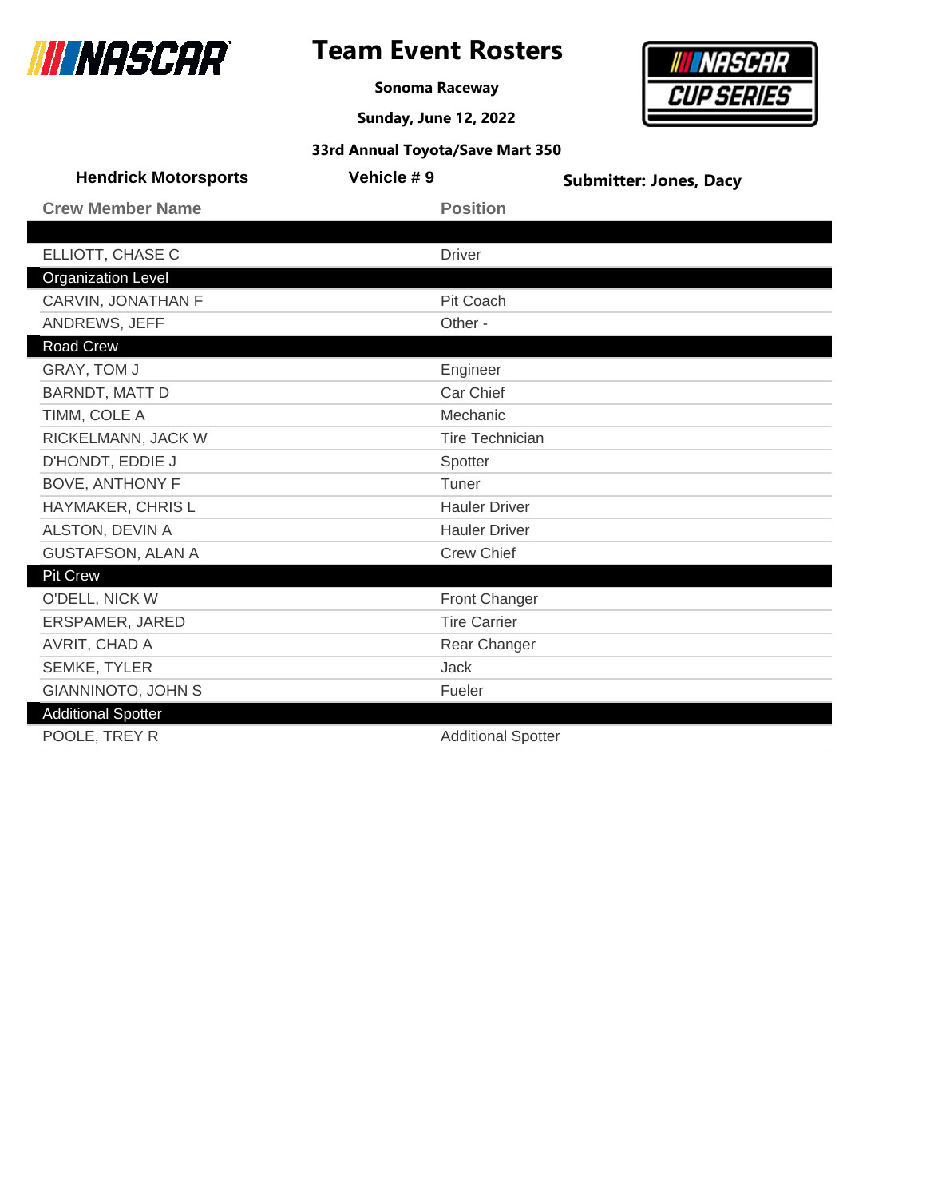# Team Event Rosters

**Sonoma Raceway**

**Sunday, June 12, 2022**

**33rd Annual Toyota/Save Mart 350**

**Hendrick Motorsports** | **Vehicle # 9** | **Submitter: Jones, Dacy**

| Crew Member Name | Position |
|---|---|
| | |
| ELLIOTT, CHASE C | Driver |
| **Organization Level** | |
| CARVIN, JONATHAN F | Pit Coach |
| ANDREWS, JEFF | Other - |
| **Road Crew** | |
| GRAY, TOM J | Engineer |
| BARNDT, MATT D | Car Chief |
| TIMM, COLE A | Mechanic |
| RICKELMANN, JACK W | Tire Technician |
| D'HONDT, EDDIE J | Spotter |
| BOVE, ANTHONY F | Tuner |
| HAYMAKER, CHRIS L | Hauler Driver |
| ALSTON, DEVIN A | Hauler Driver |
| GUSTAFSON, ALAN A | Crew Chief |
| **Pit Crew** | |
| O'DELL, NICK W | Front Changer |
| ERSPAMER, JARED | Tire Carrier |
| AVRIT, CHAD A | Rear Changer |
| SEMKE, TYLER | Jack |
| GIANNINOTO, JOHN S | Fueler |
| **Additional Spotter** | |
| POOLE, TREY R | Additional Spotter |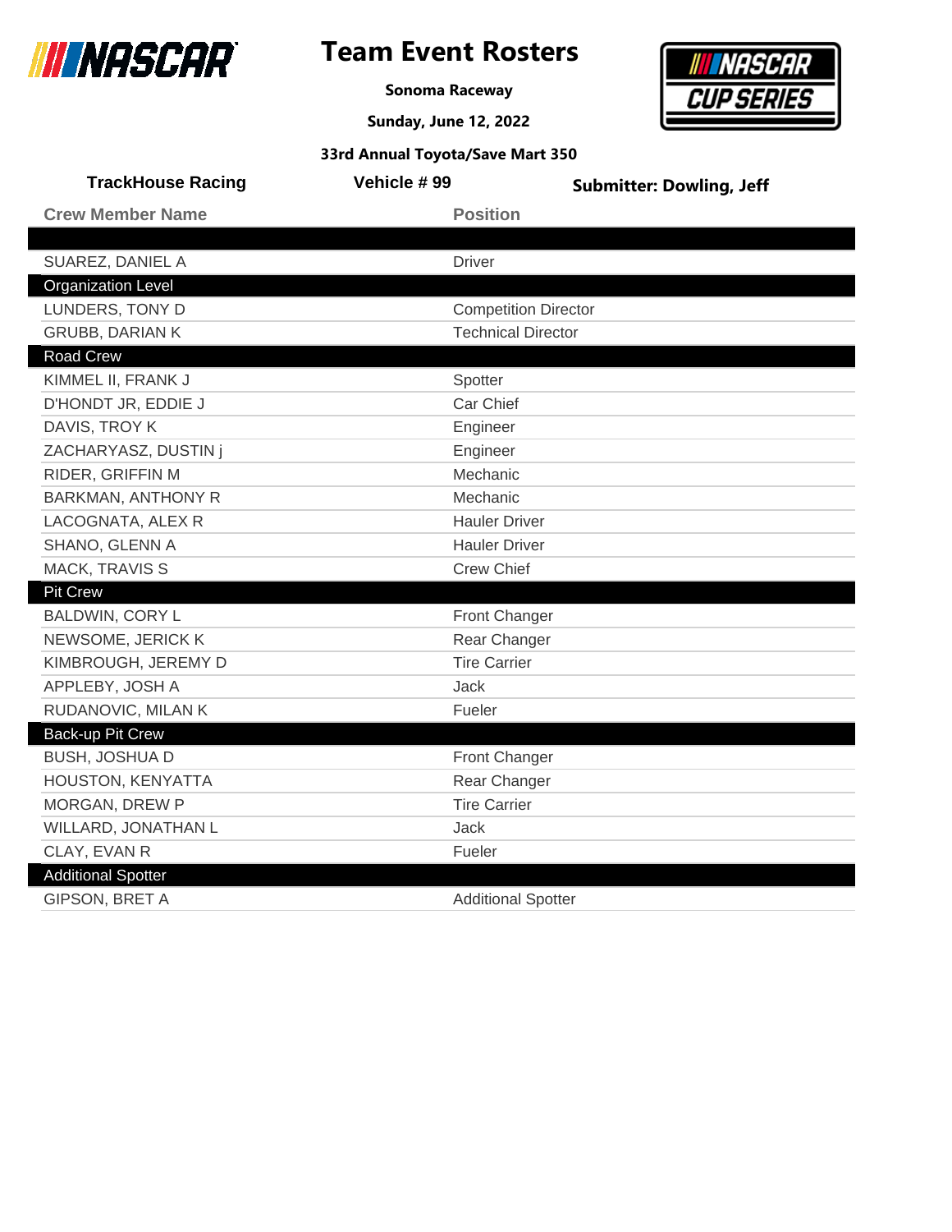# Team Event Rosters

**Sonoma Raceway**

**Sunday, June 12, 2022**

**33rd Annual Toyota/Save Mart 350**

**TrackHouse Racing** | **Vehicle # 99** | **Submitter: Dowling, Jeff**

| Crew Member Name | Position |
| --- | --- |
| | |
| SUAREZ, DANIEL A | Driver |
| **Organization Level** | |
| LUNDERS, TONY D | Competition Director |
| GRUBB, DARIAN K | Technical Director |
| **Road Crew** | |
| KIMMEL II, FRANK J | Spotter |
| D'HONDT JR, EDDIE J | Car Chief |
| DAVIS, TROY K | Engineer |
| ZACHARYASZ, DUSTIN j | Engineer |
| RIDER, GRIFFIN M | Mechanic |
| BARKMAN, ANTHONY R | Mechanic |
| LACOGNATA, ALEX R | Hauler Driver |
| SHANO, GLENN A | Hauler Driver |
| MACK, TRAVIS S | Crew Chief |
| **Pit Crew** | |
| BALDWIN, CORY L | Front Changer |
| NEWSOME, JERICK K | Rear Changer |
| KIMBROUGH, JEREMY D | Tire Carrier |
| APPLEBY, JOSH A | Jack |
| RUDANOVIC, MILAN K | Fueler |
| **Back-up Pit Crew** | |
| BUSH, JOSHUA D | Front Changer |
| HOUSTON, KENYATTA | Rear Changer |
| MORGAN, DREW P | Tire Carrier |
| WILLARD, JONATHAN L | Jack |
| CLAY, EVAN R | Fueler |
| **Additional Spotter** | |
| GIPSON, BRET A | Additional Spotter |